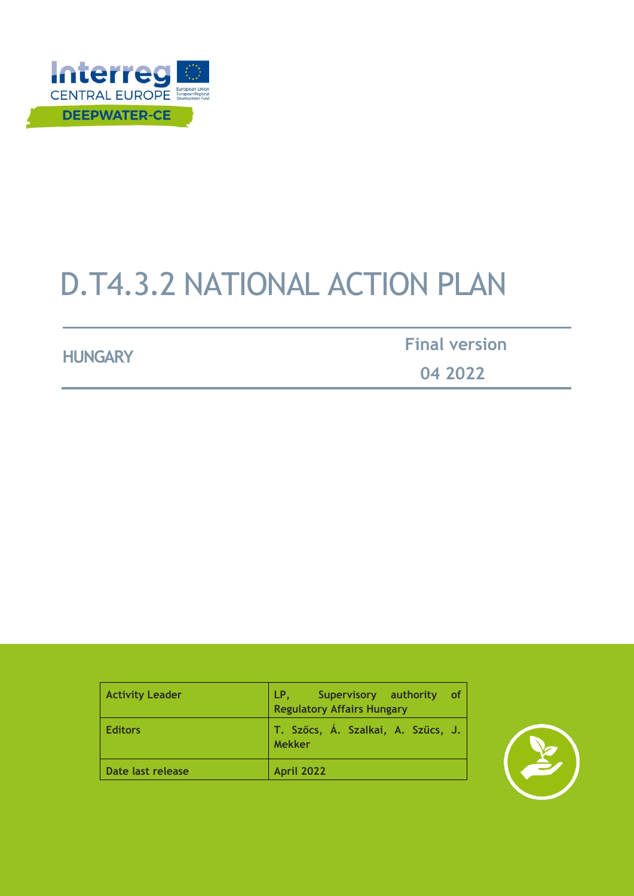Interreg CENTRAL EUROPE

DEEPWATER-CE

# D.T4.3.2 NATIONAL ACTION PLAN

**HUNGARY**

**Final version**

**04 2022**

| **Activity Leader** | **LP, Supervisory authority of Regulatory Affairs Hungary** |
| --- | --- |
| **Editors** | **T. Szőcs, Á. Szalkai, A. Szűcs, J. Mekker** |
| **Date last release** | **April 2022** |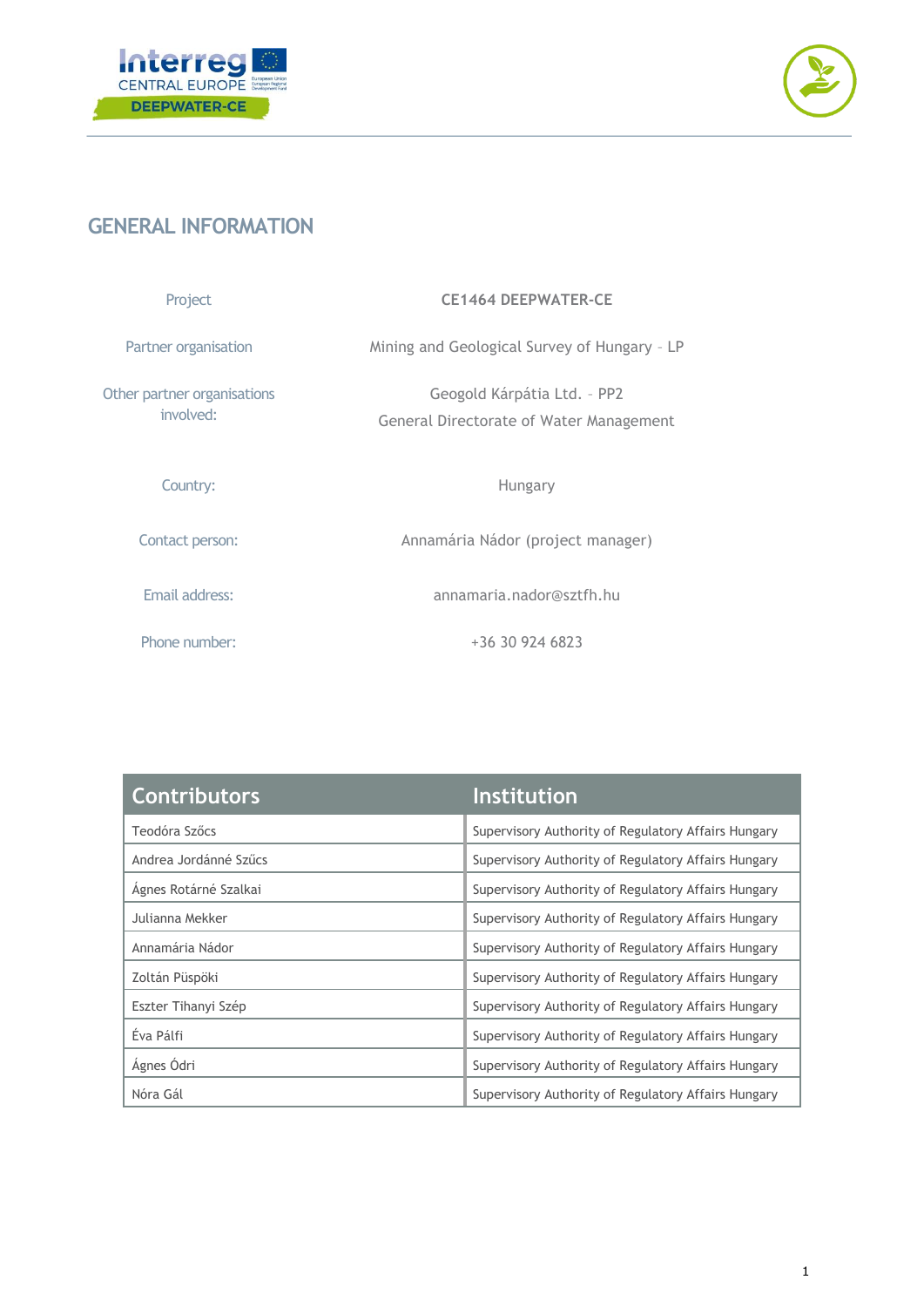## GENERAL INFORMATION

| | |
|---|---|
| Project | **CE1464 DEEPWATER-CE** |
| Partner organisation | Mining and Geological Survey of Hungary – LP |
| Other partner organisations involved: | Geogold Kárpátia Ltd. – PP2<br>General Directorate of Water Management |
| Country: | Hungary |
| Contact person: | Annamária Nádor (project manager) |
| Email address: | annamaria.nador@sztfh.hu |
| Phone number: | +36 30 924 6823 |

| Contributors | Institution |
|---|---|
| Teodóra Szőcs | Supervisory Authority of Regulatory Affairs Hungary |
| Andrea Jordánné Szűcs | Supervisory Authority of Regulatory Affairs Hungary |
| Ágnes Rotárné Szalkai | Supervisory Authority of Regulatory Affairs Hungary |
| Julianna Mekker | Supervisory Authority of Regulatory Affairs Hungary |
| Annamária Nádor | Supervisory Authority of Regulatory Affairs Hungary |
| Zoltán Püspöki | Supervisory Authority of Regulatory Affairs Hungary |
| Eszter Tihanyi Szép | Supervisory Authority of Regulatory Affairs Hungary |
| Éva Pálfi | Supervisory Authority of Regulatory Affairs Hungary |
| Ágnes Ódri | Supervisory Authority of Regulatory Affairs Hungary |
| Nóra Gál | Supervisory Authority of Regulatory Affairs Hungary |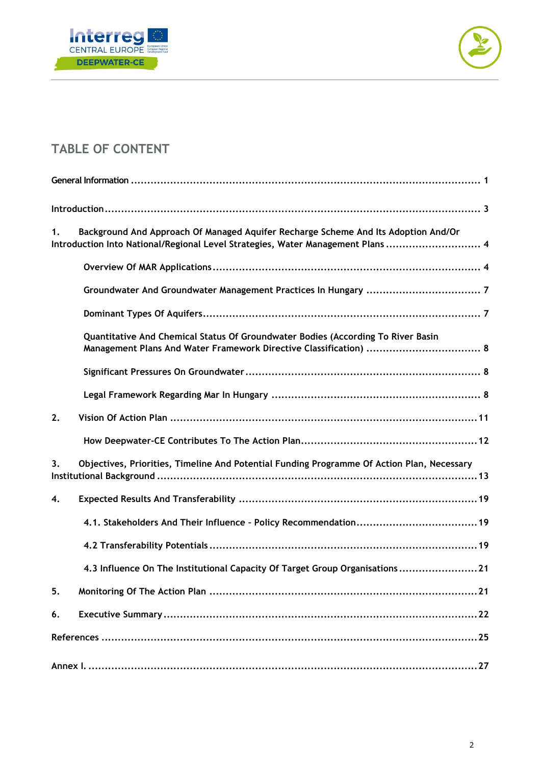## TABLE OF CONTENT

General Information ........................................................................................................ 1

Introduction ..................................................................................................................... 3

1. Background And Approach Of Managed Aquifer Recharge Scheme And Its Adoption And/Or Introduction Into National/Regional Level Strategies, Water Management Plans ............................. 4

   Overview Of MAR Applications ................................................................................. 4

   Groundwater And Groundwater Management Practices In Hungary .................................. 7

   Dominant Types Of Aquifers ..................................................................................... 7

   Quantitative And Chemical Status Of Groundwater Bodies (According To River Basin Management Plans And Water Framework Directive Classification) .................................. 8

   Significant Pressures On Groundwater ....................................................................... 8

   Legal Framework Regarding Mar In Hungary ............................................................... 8

2. Vision Of Action Plan ............................................................................................... 11

   How Deepwater-CE Contributes To The Action Plan ..................................................... 12

3. Objectives, Priorities, Timeline And Potential Funding Programme Of Action Plan, Necessary Institutional Background ................................................................................................ 13

4. Expected Results And Transferability ........................................................................ 19

   4.1. Stakeholders And Their Influence - Policy Recommendation .................................... 19

   4.2 Transferability Potentials ................................................................................... 19

   4.3 Influence On The Institutional Capacity Of Target Group Organisations ....................... 21

5. Monitoring Of The Action Plan .................................................................................. 21

6. Executive Summary ................................................................................................. 22

References ..................................................................................................................... 25

Annex I. ......................................................................................................................... 27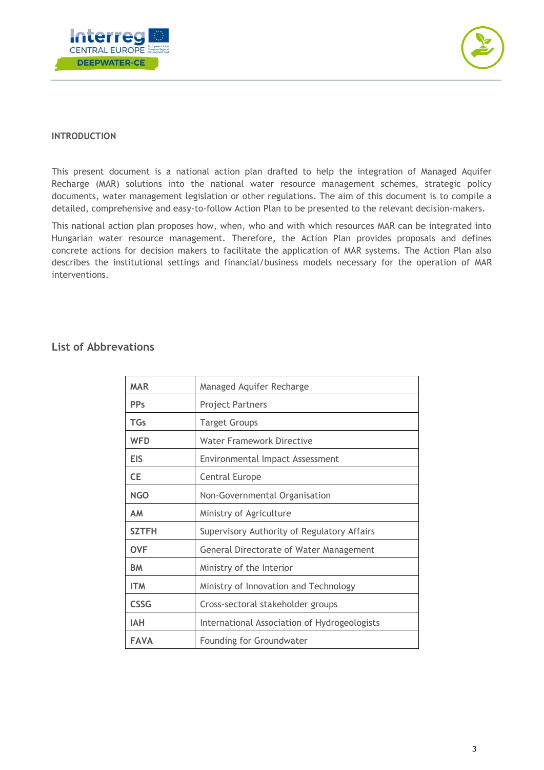**INTRODUCTION**

This present document is a national action plan drafted to help the integration of Managed Aquifer Recharge (MAR) solutions into the national water resource management schemes, strategic policy documents, water management legislation or other regulations. The aim of this document is to compile a detailed, comprehensive and easy-to-follow Action Plan to be presented to the relevant decision-makers.

This national action plan proposes how, when, who and with which resources MAR can be integrated into Hungarian water resource management. Therefore, the Action Plan provides proposals and defines concrete actions for decision makers to facilitate the application of MAR systems. The Action Plan also describes the institutional settings and financial/business models necessary for the operation of MAR interventions.

## List of Abbrevations

| | |
|---|---|
| **MAR** | Managed Aquifer Recharge |
| **PPs** | Project Partners |
| **TGs** | Target Groups |
| **WFD** | Water Framework Directive |
| **EIS** | Environmental Impact Assessment |
| **CE** | Central Europe |
| **NGO** | Non-Governmental Organisation |
| **AM** | Ministry of Agriculture |
| **SZTFH** | Supervisory Authority of Regulatory Affairs |
| **OVF** | General Directorate of Water Management |
| **BM** | Ministry of the Interior |
| **ITM** | Ministry of Innovation and Technology |
| **CSSG** | Cross-sectoral stakeholder groups |
| **IAH** | International Association of Hydrogeologists |
| **FAVA** | Founding for Groundwater |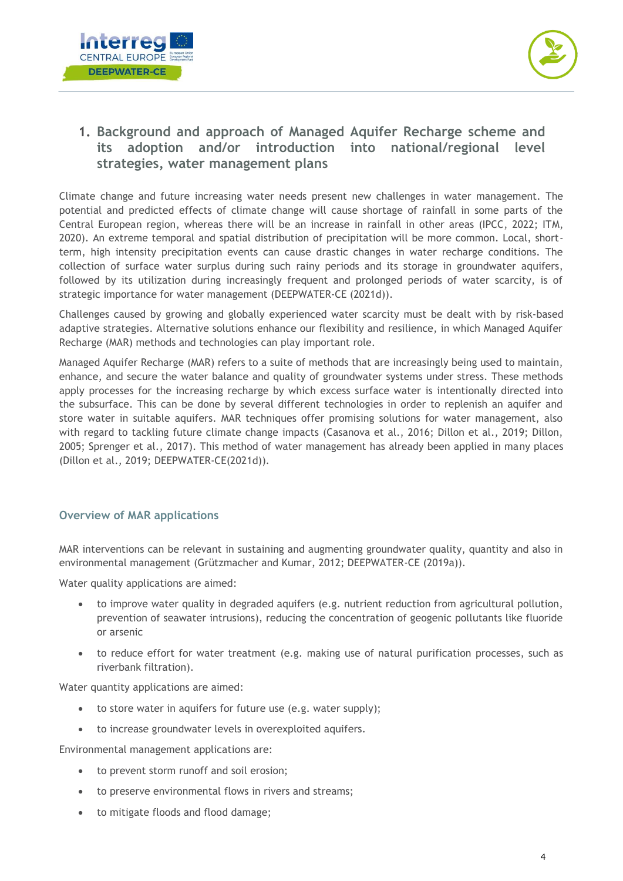# 1. Background and approach of Managed Aquifer Recharge scheme and its adoption and/or introduction into national/regional level strategies, water management plans

Climate change and future increasing water needs present new challenges in water management. The potential and predicted effects of climate change will cause shortage of rainfall in some parts of the Central European region, whereas there will be an increase in rainfall in other areas (IPCC, 2022; ITM, 2020). An extreme temporal and spatial distribution of precipitation will be more common. Local, short-term, high intensity precipitation events can cause drastic changes in water recharge conditions. The collection of surface water surplus during such rainy periods and its storage in groundwater aquifers, followed by its utilization during increasingly frequent and prolonged periods of water scarcity, is of strategic importance for water management (DEEPWATER-CE (2021d)).

Challenges caused by growing and globally experienced water scarcity must be dealt with by risk-based adaptive strategies. Alternative solutions enhance our flexibility and resilience, in which Managed Aquifer Recharge (MAR) methods and technologies can play important role.

Managed Aquifer Recharge (MAR) refers to a suite of methods that are increasingly being used to maintain, enhance, and secure the water balance and quality of groundwater systems under stress. These methods apply processes for the increasing recharge by which excess surface water is intentionally directed into the subsurface. This can be done by several different technologies in order to replenish an aquifer and store water in suitable aquifers. MAR techniques offer promising solutions for water management, also with regard to tackling future climate change impacts (Casanova et al., 2016; Dillon et al., 2019; Dillon, 2005; Sprenger et al., 2017). This method of water management has already been applied in many places (Dillon et al., 2019; DEEPWATER-CE(2021d)).

## Overview of MAR applications

MAR interventions can be relevant in sustaining and augmenting groundwater quality, quantity and also in environmental management (Grützmacher and Kumar, 2012; DEEPWATER-CE (2019a)).

Water quality applications are aimed:

- to improve water quality in degraded aquifers (e.g. nutrient reduction from agricultural pollution, prevention of seawater intrusions), reducing the concentration of geogenic pollutants like fluoride or arsenic
- to reduce effort for water treatment (e.g. making use of natural purification processes, such as riverbank filtration).

Water quantity applications are aimed:

- to store water in aquifers for future use (e.g. water supply);
- to increase groundwater levels in overexploited aquifers.

Environmental management applications are:

- to prevent storm runoff and soil erosion;
- to preserve environmental flows in rivers and streams;
- to mitigate floods and flood damage;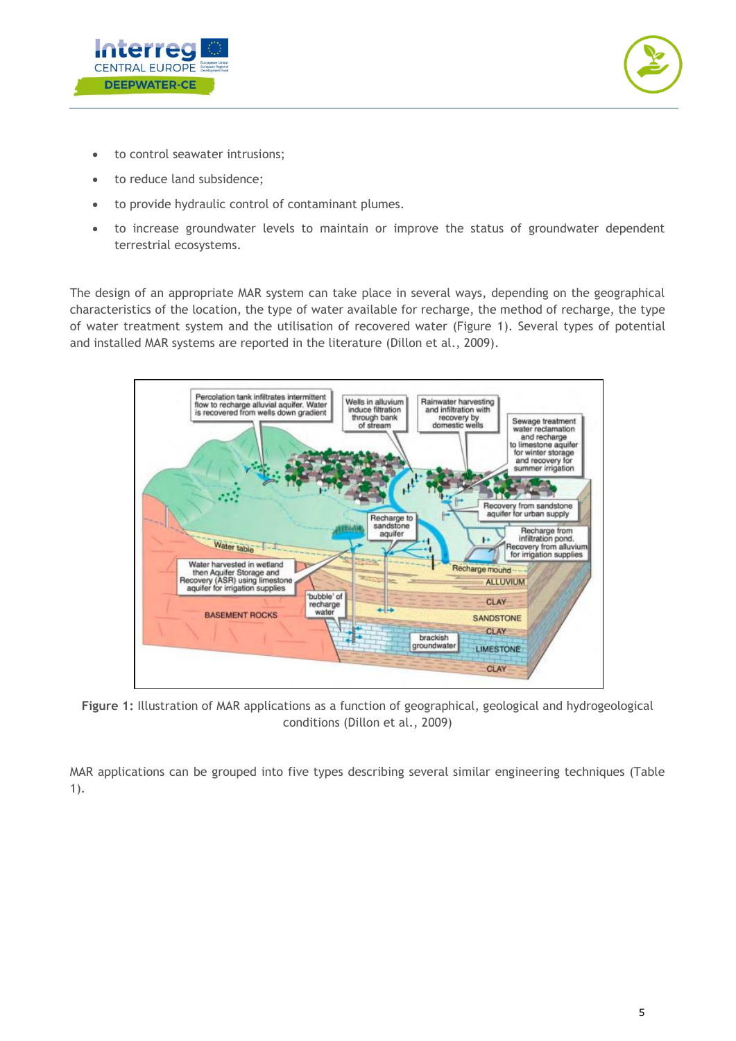- to control seawater intrusions;
- to reduce land subsidence;
- to provide hydraulic control of contaminant plumes.
- to increase groundwater levels to maintain or improve the status of groundwater dependent terrestrial ecosystems.

The design of an appropriate MAR system can take place in several ways, depending on the geographical characteristics of the location, the type of water available for recharge, the method of recharge, the type of water treatment system and the utilisation of recovered water (Figure 1). Several types of potential and installed MAR systems are reported in the literature (Dillon et al., 2009).

**Figure 1:** Illustration of MAR applications as a function of geographical, geological and hydrogeological conditions (Dillon et al., 2009)

MAR applications can be grouped into five types describing several similar engineering techniques (Table 1).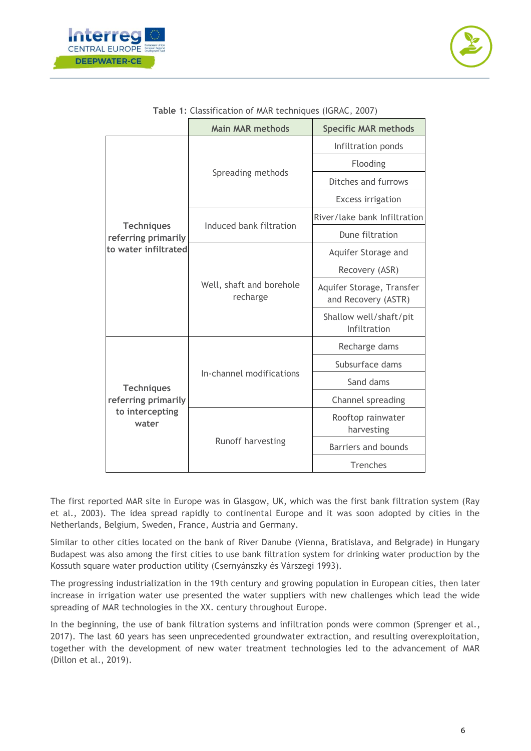**Table 1:** Classification of MAR techniques (IGRAC, 2007)

| | Main MAR methods | Specific MAR methods |
|---|---|---|
| **Techniques referring primarily to water infiltrated** | Spreading methods | Infiltration ponds |
| | | Flooding |
| | | Ditches and furrows |
| | | Excess irrigation |
| | Induced bank filtration | River/lake bank Infiltration |
| | | Dune filtration |
| | Well, shaft and borehole recharge | Aquifer Storage and Recovery (ASR) |
| | | Aquifer Storage, Transfer and Recovery (ASTR) |
| | | Shallow well/shaft/pit Infiltration |
| **Techniques referring primarily to intercepting water** | In-channel modifications | Recharge dams |
| | | Subsurface dams |
| | | Sand dams |
| | | Channel spreading |
| | Runoff harvesting | Rooftop rainwater harvesting |
| | | Barriers and bounds |
| | | Trenches |

The first reported MAR site in Europe was in Glasgow, UK, which was the first bank filtration system (Ray et al., 2003). The idea spread rapidly to continental Europe and it was soon adopted by cities in the Netherlands, Belgium, Sweden, France, Austria and Germany.

Similar to other cities located on the bank of River Danube (Vienna, Bratislava, and Belgrade) in Hungary Budapest was also among the first cities to use bank filtration system for drinking water production by the Kossuth square water production utility (Csernyánszky és Várszegi 1993).

The progressing industrialization in the 19th century and growing population in European cities, then later increase in irrigation water use presented the water suppliers with new challenges which lead the wide spreading of MAR technologies in the XX. century throughout Europe.

In the beginning, the use of bank filtration systems and infiltration ponds were common (Sprenger et al., 2017). The last 60 years has seen unprecedented groundwater extraction, and resulting overexploitation, together with the development of new water treatment technologies led to the advancement of MAR (Dillon et al., 2019).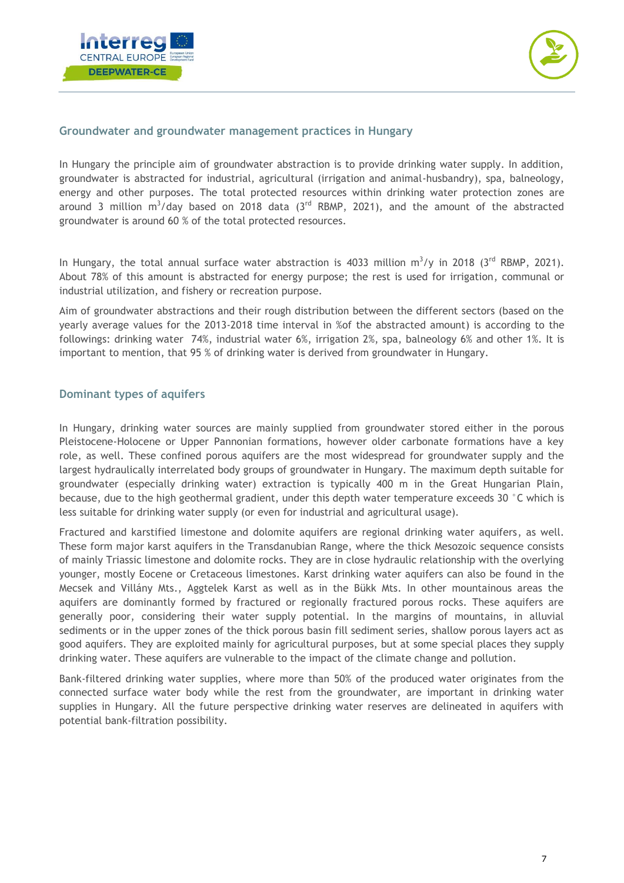## Groundwater and groundwater management practices in Hungary

In Hungary the principle aim of groundwater abstraction is to provide drinking water supply. In addition, groundwater is abstracted for industrial, agricultural (irrigation and animal-husbandry), spa, balneology, energy and other purposes. The total protected resources within drinking water protection zones are around 3 million $m^3$/day based on 2018 data (3rd RBMP, 2021), and the amount of the abstracted groundwater is around 60 % of the total protected resources.

In Hungary, the total annual surface water abstraction is 4033 million $m^3$/y in 2018 (3rd RBMP, 2021). About 78% of this amount is abstracted for energy purpose; the rest is used for irrigation, communal or industrial utilization, and fishery or recreation purpose.

Aim of groundwater abstractions and their rough distribution between the different sectors (based on the yearly average values for the 2013-2018 time interval in %of the abstracted amount) is according to the followings: drinking water 74%, industrial water 6%, irrigation 2%, spa, balneology 6% and other 1%. It is important to mention, that 95 % of drinking water is derived from groundwater in Hungary.

## Dominant types of aquifers

In Hungary, drinking water sources are mainly supplied from groundwater stored either in the porous Pleistocene-Holocene or Upper Pannonian formations, however older carbonate formations have a key role, as well. These confined porous aquifers are the most widespread for groundwater supply and the largest hydraulically interrelated body groups of groundwater in Hungary. The maximum depth suitable for groundwater (especially drinking water) extraction is typically 400 m in the Great Hungarian Plain, because, due to the high geothermal gradient, under this depth water temperature exceeds 30 °C which is less suitable for drinking water supply (or even for industrial and agricultural usage).

Fractured and karstified limestone and dolomite aquifers are regional drinking water aquifers, as well. These form major karst aquifers in the Transdanubian Range, where the thick Mesozoic sequence consists of mainly Triassic limestone and dolomite rocks. They are in close hydraulic relationship with the overlying younger, mostly Eocene or Cretaceous limestones. Karst drinking water aquifers can also be found in the Mecsek and Villány Mts., Aggtelek Karst as well as in the Bükk Mts. In other mountainous areas the aquifers are dominantly formed by fractured or regionally fractured porous rocks. These aquifers are generally poor, considering their water supply potential. In the margins of mountains, in alluvial sediments or in the upper zones of the thick porous basin fill sediment series, shallow porous layers act as good aquifers. They are exploited mainly for agricultural purposes, but at some special places they supply drinking water. These aquifers are vulnerable to the impact of the climate change and pollution.

Bank-filtered drinking water supplies, where more than 50% of the produced water originates from the connected surface water body while the rest from the groundwater, are important in drinking water supplies in Hungary. All the future perspective drinking water reserves are delineated in aquifers with potential bank-filtration possibility.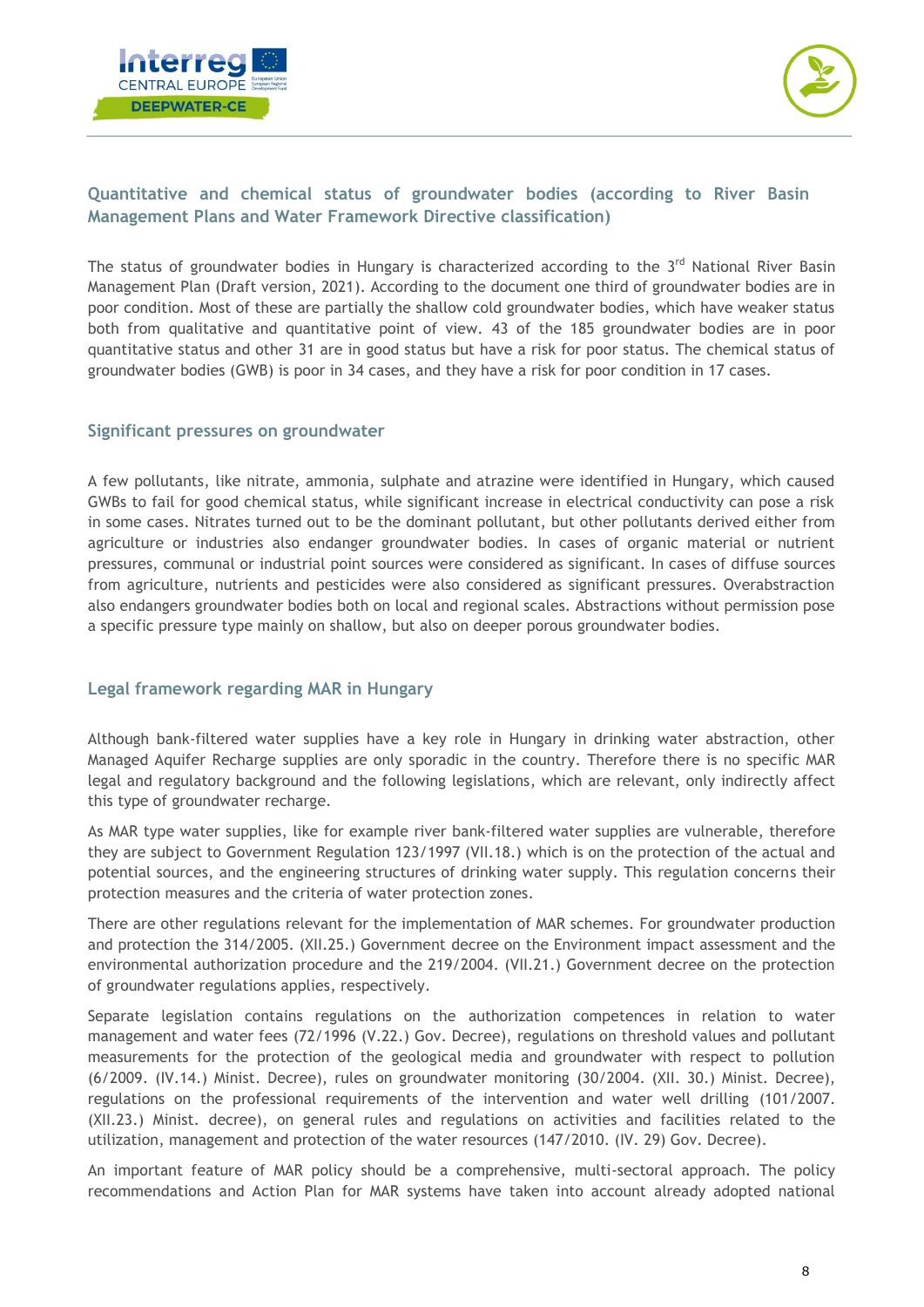## Quantitative and chemical status of groundwater bodies (according to River Basin Management Plans and Water Framework Directive classification)

The status of groundwater bodies in Hungary is characterized according to the 3rd National River Basin Management Plan (Draft version, 2021). According to the document one third of groundwater bodies are in poor condition. Most of these are partially the shallow cold groundwater bodies, which have weaker status both from qualitative and quantitative point of view. 43 of the 185 groundwater bodies are in poor quantitative status and other 31 are in good status but have a risk for poor status. The chemical status of groundwater bodies (GWB) is poor in 34 cases, and they have a risk for poor condition in 17 cases.

## Significant pressures on groundwater

A few pollutants, like nitrate, ammonia, sulphate and atrazine were identified in Hungary, which caused GWBs to fail for good chemical status, while significant increase in electrical conductivity can pose a risk in some cases. Nitrates turned out to be the dominant pollutant, but other pollutants derived either from agriculture or industries also endanger groundwater bodies. In cases of organic material or nutrient pressures, communal or industrial point sources were considered as significant. In cases of diffuse sources from agriculture, nutrients and pesticides were also considered as significant pressures. Overabstraction also endangers groundwater bodies both on local and regional scales. Abstractions without permission pose a specific pressure type mainly on shallow, but also on deeper porous groundwater bodies.

## Legal framework regarding MAR in Hungary

Although bank-filtered water supplies have a key role in Hungary in drinking water abstraction, other Managed Aquifer Recharge supplies are only sporadic in the country. Therefore there is no specific MAR legal and regulatory background and the following legislations, which are relevant, only indirectly affect this type of groundwater recharge.

As MAR type water supplies, like for example river bank-filtered water supplies are vulnerable, therefore they are subject to Government Regulation 123/1997 (VII.18.) which is on the protection of the actual and potential sources, and the engineering structures of drinking water supply. This regulation concerns their protection measures and the criteria of water protection zones.

There are other regulations relevant for the implementation of MAR schemes. For groundwater production and protection the 314/2005. (XII.25.) Government decree on the Environment impact assessment and the environmental authorization procedure and the 219/2004. (VII.21.) Government decree on the protection of groundwater regulations applies, respectively.

Separate legislation contains regulations on the authorization competences in relation to water management and water fees (72/1996 (V.22.) Gov. Decree), regulations on threshold values and pollutant measurements for the protection of the geological media and groundwater with respect to pollution (6/2009. (IV.14.) Minist. Decree), rules on groundwater monitoring (30/2004. (XII. 30.) Minist. Decree), regulations on the professional requirements of the intervention and water well drilling (101/2007. (XII.23.) Minist. decree), on general rules and regulations on activities and facilities related to the utilization, management and protection of the water resources (147/2010. (IV. 29) Gov. Decree).

An important feature of MAR policy should be a comprehensive, multi-sectoral approach. The policy recommendations and Action Plan for MAR systems have taken into account already adopted national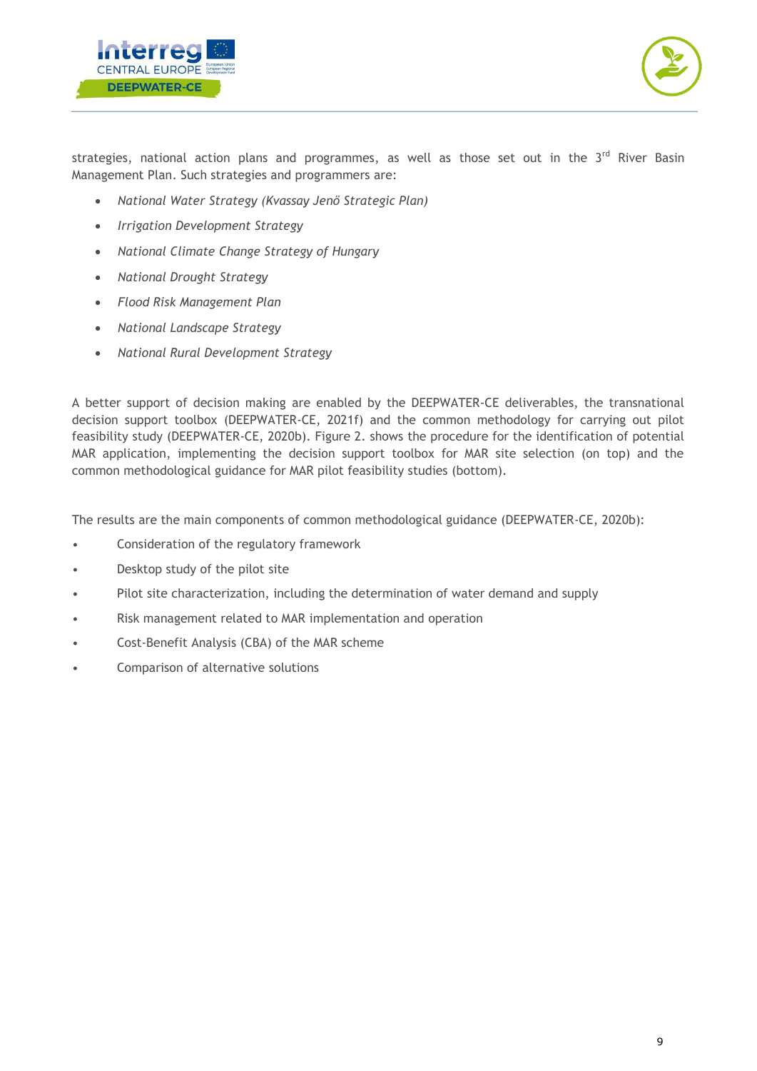strategies, national action plans and programmes, as well as those set out in the 3rd River Basin Management Plan. Such strategies and programmers are:

- *National Water Strategy (Kvassay Jenő Strategic Plan)*
- *Irrigation Development Strategy*
- *National Climate Change Strategy of Hungary*
- *National Drought Strategy*
- *Flood Risk Management Plan*
- *National Landscape Strategy*
- *National Rural Development Strategy*

A better support of decision making are enabled by the DEEPWATER-CE deliverables, the transnational decision support toolbox (DEEPWATER-CE, 2021f) and the common methodology for carrying out pilot feasibility study (DEEPWATER-CE, 2020b). Figure 2. shows the procedure for the identification of potential MAR application, implementing the decision support toolbox for MAR site selection (on top) and the common methodological guidance for MAR pilot feasibility studies (bottom).

The results are the main components of common methodological guidance (DEEPWATER-CE, 2020b):

- Consideration of the regulatory framework
- Desktop study of the pilot site
- Pilot site characterization, including the determination of water demand and supply
- Risk management related to MAR implementation and operation
- Cost-Benefit Analysis (CBA) of the MAR scheme
- Comparison of alternative solutions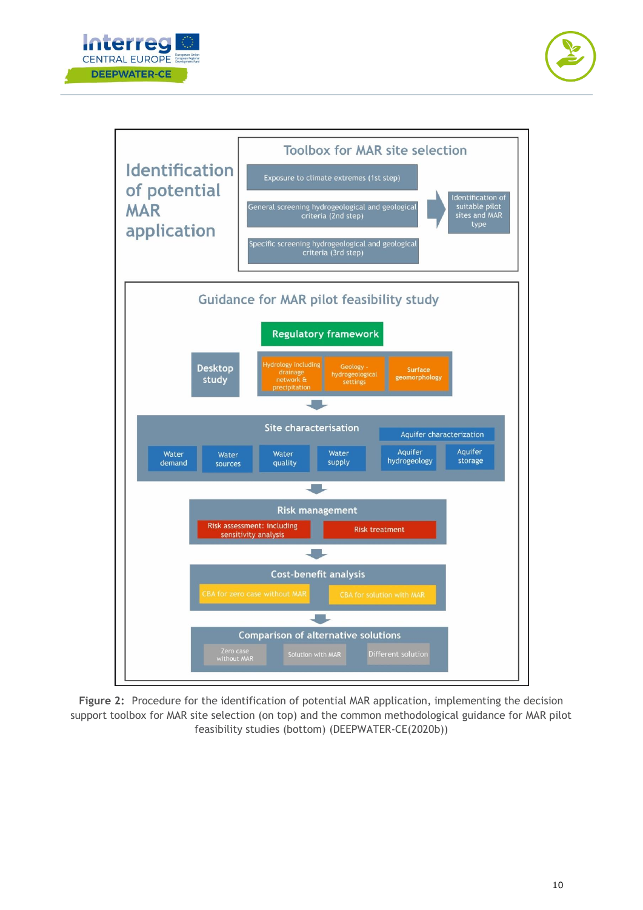**Identification of potential MAR application**

**Toolbox for MAR site selection**

- Exposure to climate extremes (1st step)
- General screening hydrogeological and geological criteria (2nd step)
- Specific screening hydrogeological and geological criteria (3rd step)

→ Identification of suitable pilot sites and MAR type

**Guidance for MAR pilot feasibility study**

**Regulatory framework**

**Desktop study**

- Hydrology including drainage network & precipitation
- Geology - hydrogeological settings
- Surface geomorphology

**Site characterisation**

- Water demand
- Water sources
- Water quality
- Water supply
- Aquifer characterization
  - Aquifer hydrogeology
  - Aquifer storage

**Risk management**

- Risk assessment: including sensitivity analysis
- Risk treatment

**Cost-benefit analysis**

- CBA for zero case without MAR
- CBA for solution with MAR

**Comparison of alternative solutions**

- Zero case without MAR
- Solution with MAR
- Different solution

**Figure 2:** Procedure for the identification of potential MAR application, implementing the decision support toolbox for MAR site selection (on top) and the common methodological guidance for MAR pilot feasibility studies (bottom) (DEEPWATER-CE(2020b))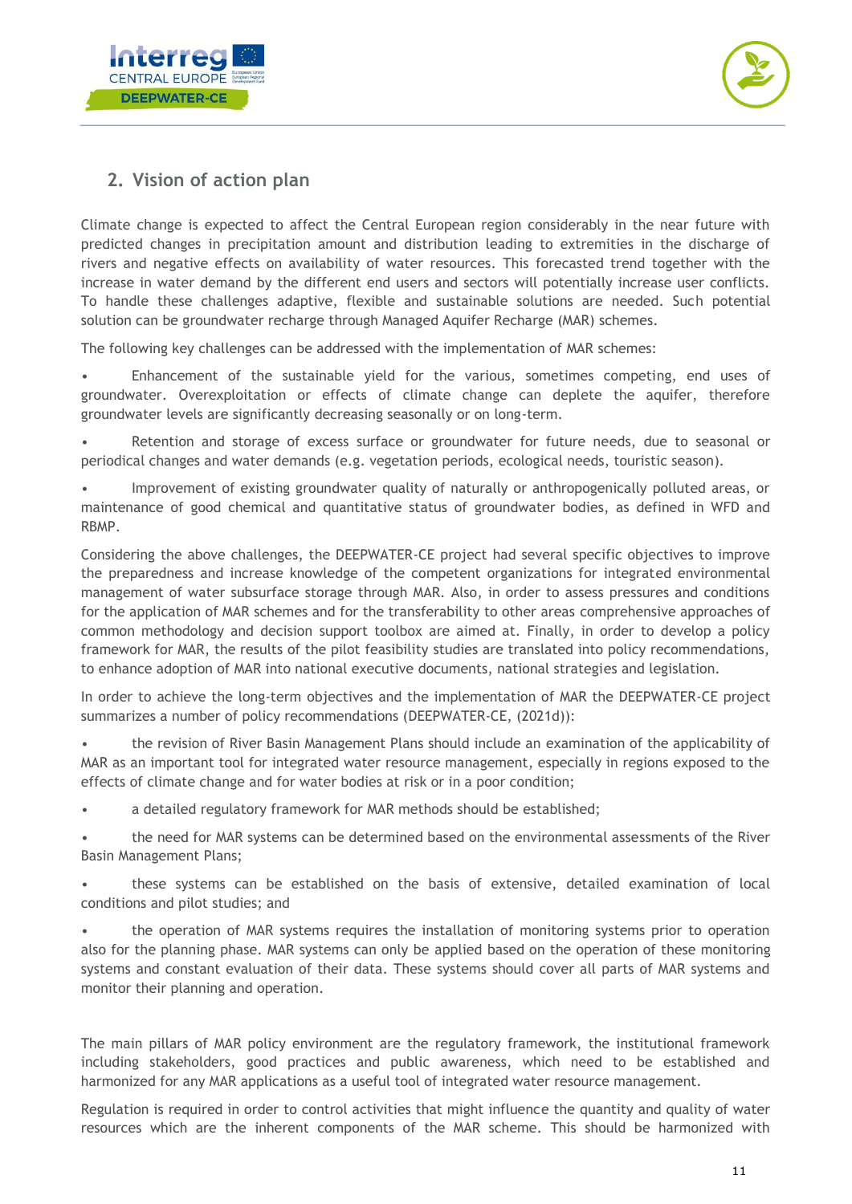## 2. Vision of action plan

Climate change is expected to affect the Central European region considerably in the near future with predicted changes in precipitation amount and distribution leading to extremities in the discharge of rivers and negative effects on availability of water resources. This forecasted trend together with the increase in water demand by the different end users and sectors will potentially increase user conflicts. To handle these challenges adaptive, flexible and sustainable solutions are needed. Such potential solution can be groundwater recharge through Managed Aquifer Recharge (MAR) schemes.

The following key challenges can be addressed with the implementation of MAR schemes:

- Enhancement of the sustainable yield for the various, sometimes competing, end uses of groundwater. Overexploitation or effects of climate change can deplete the aquifer, therefore groundwater levels are significantly decreasing seasonally or on long-term.
- Retention and storage of excess surface or groundwater for future needs, due to seasonal or periodical changes and water demands (e.g. vegetation periods, ecological needs, touristic season).
- Improvement of existing groundwater quality of naturally or anthropogenically polluted areas, or maintenance of good chemical and quantitative status of groundwater bodies, as defined in WFD and RBMP.

Considering the above challenges, the DEEPWATER-CE project had several specific objectives to improve the preparedness and increase knowledge of the competent organizations for integrated environmental management of water subsurface storage through MAR. Also, in order to assess pressures and conditions for the application of MAR schemes and for the transferability to other areas comprehensive approaches of common methodology and decision support toolbox are aimed at. Finally, in order to develop a policy framework for MAR, the results of the pilot feasibility studies are translated into policy recommendations, to enhance adoption of MAR into national executive documents, national strategies and legislation.

In order to achieve the long-term objectives and the implementation of MAR the DEEPWATER-CE project summarizes a number of policy recommendations (DEEPWATER-CE, (2021d)):

- the revision of River Basin Management Plans should include an examination of the applicability of MAR as an important tool for integrated water resource management, especially in regions exposed to the effects of climate change and for water bodies at risk or in a poor condition;
- a detailed regulatory framework for MAR methods should be established;
- the need for MAR systems can be determined based on the environmental assessments of the River Basin Management Plans;
- these systems can be established on the basis of extensive, detailed examination of local conditions and pilot studies; and
- the operation of MAR systems requires the installation of monitoring systems prior to operation also for the planning phase. MAR systems can only be applied based on the operation of these monitoring systems and constant evaluation of their data. These systems should cover all parts of MAR systems and monitor their planning and operation.

The main pillars of MAR policy environment are the regulatory framework, the institutional framework including stakeholders, good practices and public awareness, which need to be established and harmonized for any MAR applications as a useful tool of integrated water resource management.

Regulation is required in order to control activities that might influence the quantity and quality of water resources which are the inherent components of the MAR scheme. This should be harmonized with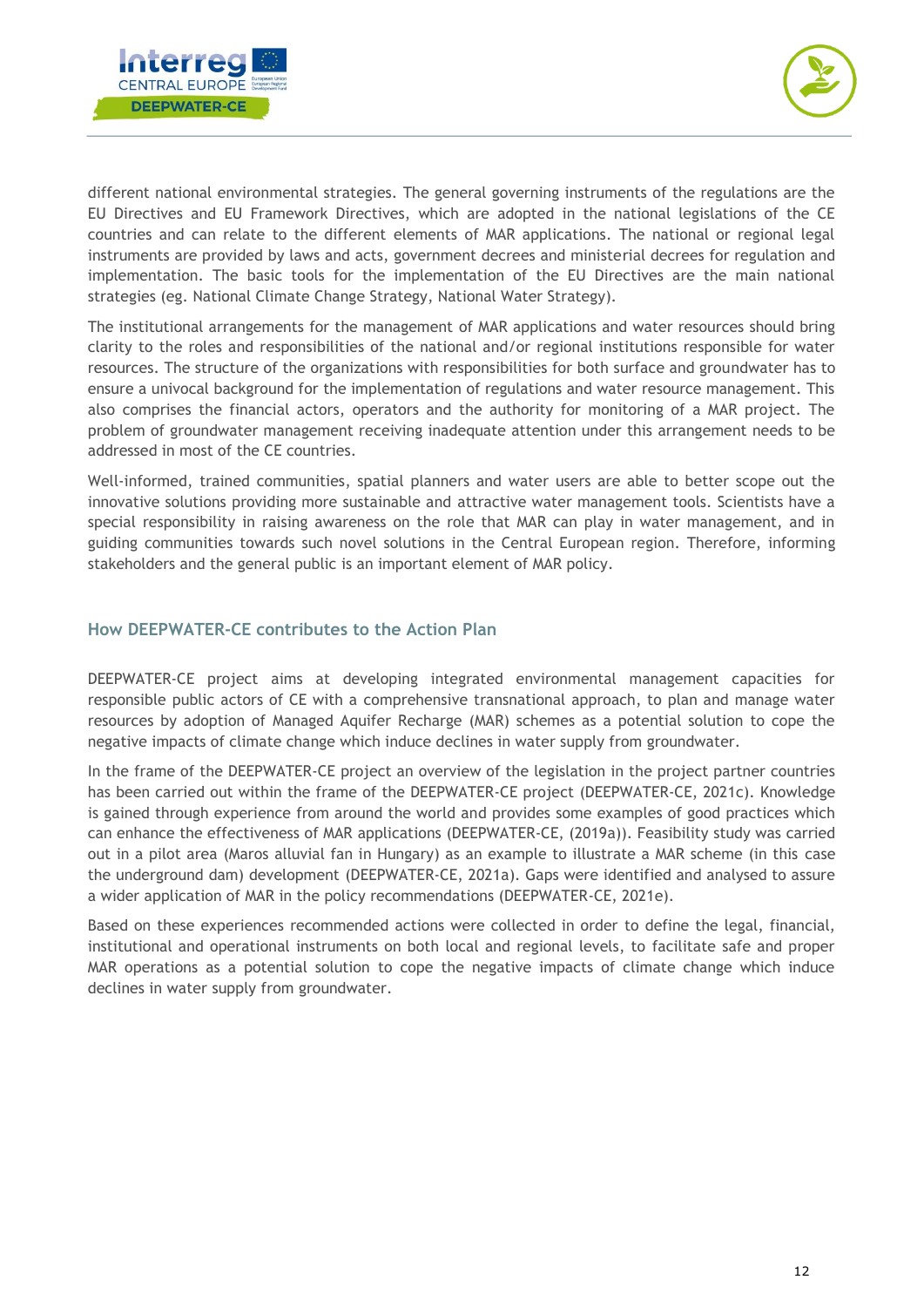different national environmental strategies. The general governing instruments of the regulations are the EU Directives and EU Framework Directives, which are adopted in the national legislations of the CE countries and can relate to the different elements of MAR applications. The national or regional legal instruments are provided by laws and acts, government decrees and ministerial decrees for regulation and implementation. The basic tools for the implementation of the EU Directives are the main national strategies (eg. National Climate Change Strategy, National Water Strategy).

The institutional arrangements for the management of MAR applications and water resources should bring clarity to the roles and responsibilities of the national and/or regional institutions responsible for water resources. The structure of the organizations with responsibilities for both surface and groundwater has to ensure a univocal background for the implementation of regulations and water resource management. This also comprises the financial actors, operators and the authority for monitoring of a MAR project. The problem of groundwater management receiving inadequate attention under this arrangement needs to be addressed in most of the CE countries.

Well-informed, trained communities, spatial planners and water users are able to better scope out the innovative solutions providing more sustainable and attractive water management tools. Scientists have a special responsibility in raising awareness on the role that MAR can play in water management, and in guiding communities towards such novel solutions in the Central European region. Therefore, informing stakeholders and the general public is an important element of MAR policy.

## How DEEPWATER-CE contributes to the Action Plan

DEEPWATER-CE project aims at developing integrated environmental management capacities for responsible public actors of CE with a comprehensive transnational approach, to plan and manage water resources by adoption of Managed Aquifer Recharge (MAR) schemes as a potential solution to cope the negative impacts of climate change which induce declines in water supply from groundwater.

In the frame of the DEEPWATER-CE project an overview of the legislation in the project partner countries has been carried out within the frame of the DEEPWATER-CE project (DEEPWATER-CE, 2021c). Knowledge is gained through experience from around the world and provides some examples of good practices which can enhance the effectiveness of MAR applications (DEEPWATER-CE, (2019a)). Feasibility study was carried out in a pilot area (Maros alluvial fan in Hungary) as an example to illustrate a MAR scheme (in this case the underground dam) development (DEEPWATER-CE, 2021a). Gaps were identified and analysed to assure a wider application of MAR in the policy recommendations (DEEPWATER-CE, 2021e).

Based on these experiences recommended actions were collected in order to define the legal, financial, institutional and operational instruments on both local and regional levels, to facilitate safe and proper MAR operations as a potential solution to cope the negative impacts of climate change which induce declines in water supply from groundwater.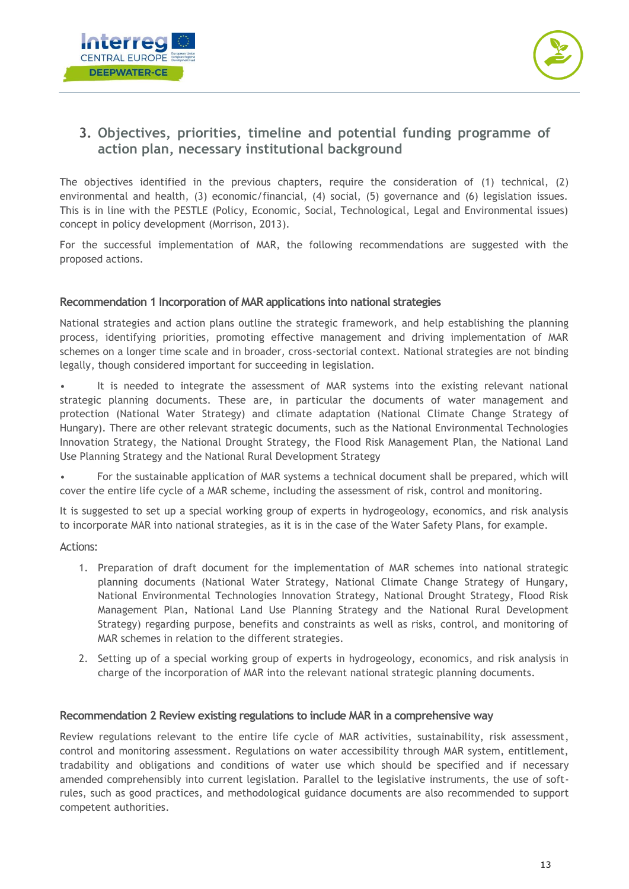## 3. Objectives, priorities, timeline and potential funding programme of action plan, necessary institutional background

The objectives identified in the previous chapters, require the consideration of (1) technical, (2) environmental and health, (3) economic/financial, (4) social, (5) governance and (6) legislation issues. This is in line with the PESTLE (Policy, Economic, Social, Technological, Legal and Environmental issues) concept in policy development (Morrison, 2013).

For the successful implementation of MAR, the following recommendations are suggested with the proposed actions.

### Recommendation 1 Incorporation of MAR applications into national strategies

National strategies and action plans outline the strategic framework, and help establishing the planning process, identifying priorities, promoting effective management and driving implementation of MAR schemes on a longer time scale and in broader, cross-sectorial context. National strategies are not binding legally, though considered important for succeeding in legislation.

- It is needed to integrate the assessment of MAR systems into the existing relevant national strategic planning documents. These are, in particular the documents of water management and protection (National Water Strategy) and climate adaptation (National Climate Change Strategy of Hungary). There are other relevant strategic documents, such as the National Environmental Technologies Innovation Strategy, the National Drought Strategy, the Flood Risk Management Plan, the National Land Use Planning Strategy and the National Rural Development Strategy
- For the sustainable application of MAR systems a technical document shall be prepared, which will cover the entire life cycle of a MAR scheme, including the assessment of risk, control and monitoring.

It is suggested to set up a special working group of experts in hydrogeology, economics, and risk analysis to incorporate MAR into national strategies, as it is in the case of the Water Safety Plans, for example.

Actions:

1. Preparation of draft document for the implementation of MAR schemes into national strategic planning documents (National Water Strategy, National Climate Change Strategy of Hungary, National Environmental Technologies Innovation Strategy, National Drought Strategy, Flood Risk Management Plan, National Land Use Planning Strategy and the National Rural Development Strategy) regarding purpose, benefits and constraints as well as risks, control, and monitoring of MAR schemes in relation to the different strategies.
2. Setting up of a special working group of experts in hydrogeology, economics, and risk analysis in charge of the incorporation of MAR into the relevant national strategic planning documents.

### Recommendation 2 Review existing regulations to include MAR in a comprehensive way

Review regulations relevant to the entire life cycle of MAR activities, sustainability, risk assessment, control and monitoring assessment. Regulations on water accessibility through MAR system, entitlement, tradability and obligations and conditions of water use which should be specified and if necessary amended comprehensibly into current legislation. Parallel to the legislative instruments, the use of soft-rules, such as good practices, and methodological guidance documents are also recommended to support competent authorities.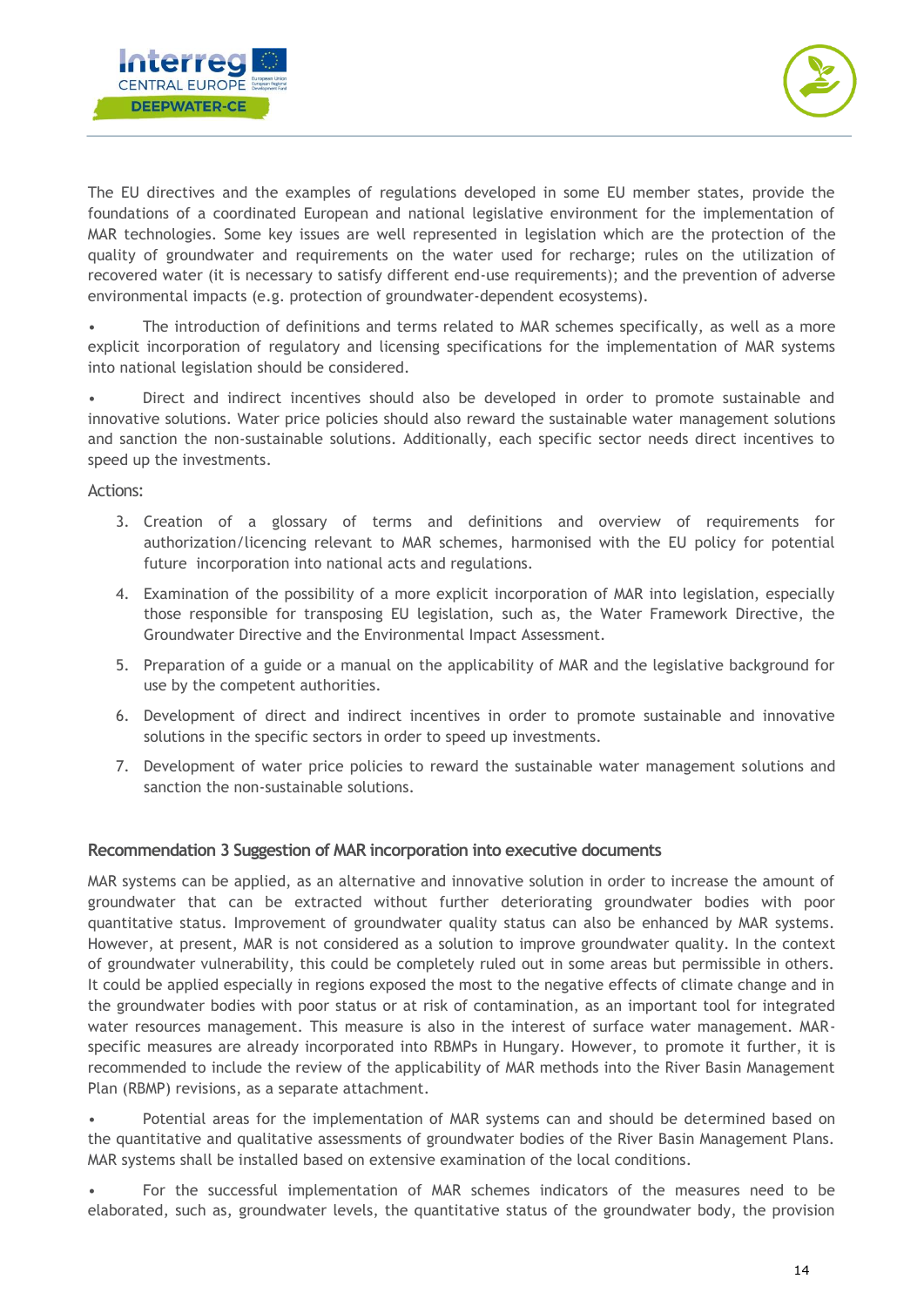The EU directives and the examples of regulations developed in some EU member states, provide the foundations of a coordinated European and national legislative environment for the implementation of MAR technologies. Some key issues are well represented in legislation which are the protection of the quality of groundwater and requirements on the water used for recharge; rules on the utilization of recovered water (it is necessary to satisfy different end-use requirements); and the prevention of adverse environmental impacts (e.g. protection of groundwater-dependent ecosystems).

- The introduction of definitions and terms related to MAR schemes specifically, as well as a more explicit incorporation of regulatory and licensing specifications for the implementation of MAR systems into national legislation should be considered.

- Direct and indirect incentives should also be developed in order to promote sustainable and innovative solutions. Water price policies should also reward the sustainable water management solutions and sanction the non-sustainable solutions. Additionally, each specific sector needs direct incentives to speed up the investments.

Actions:

3. Creation of a glossary of terms and definitions and overview of requirements for authorization/licencing relevant to MAR schemes, harmonised with the EU policy for potential future incorporation into national acts and regulations.
4. Examination of the possibility of a more explicit incorporation of MAR into legislation, especially those responsible for transposing EU legislation, such as, the Water Framework Directive, the Groundwater Directive and the Environmental Impact Assessment.
5. Preparation of a guide or a manual on the applicability of MAR and the legislative background for use by the competent authorities.
6. Development of direct and indirect incentives in order to promote sustainable and innovative solutions in the specific sectors in order to speed up investments.
7. Development of water price policies to reward the sustainable water management solutions and sanction the non-sustainable solutions.

### Recommendation 3 Suggestion of MAR incorporation into executive documents

MAR systems can be applied, as an alternative and innovative solution in order to increase the amount of groundwater that can be extracted without further deteriorating groundwater bodies with poor quantitative status. Improvement of groundwater quality status can also be enhanced by MAR systems. However, at present, MAR is not considered as a solution to improve groundwater quality. In the context of groundwater vulnerability, this could be completely ruled out in some areas but permissible in others. It could be applied especially in regions exposed the most to the negative effects of climate change and in the groundwater bodies with poor status or at risk of contamination, as an important tool for integrated water resources management. This measure is also in the interest of surface water management. MAR-specific measures are already incorporated into RBMPs in Hungary. However, to promote it further, it is recommended to include the review of the applicability of MAR methods into the River Basin Management Plan (RBMP) revisions, as a separate attachment.

- Potential areas for the implementation of MAR systems can and should be determined based on the quantitative and qualitative assessments of groundwater bodies of the River Basin Management Plans. MAR systems shall be installed based on extensive examination of the local conditions.

- For the successful implementation of MAR schemes indicators of the measures need to be elaborated, such as, groundwater levels, the quantitative status of the groundwater body, the provision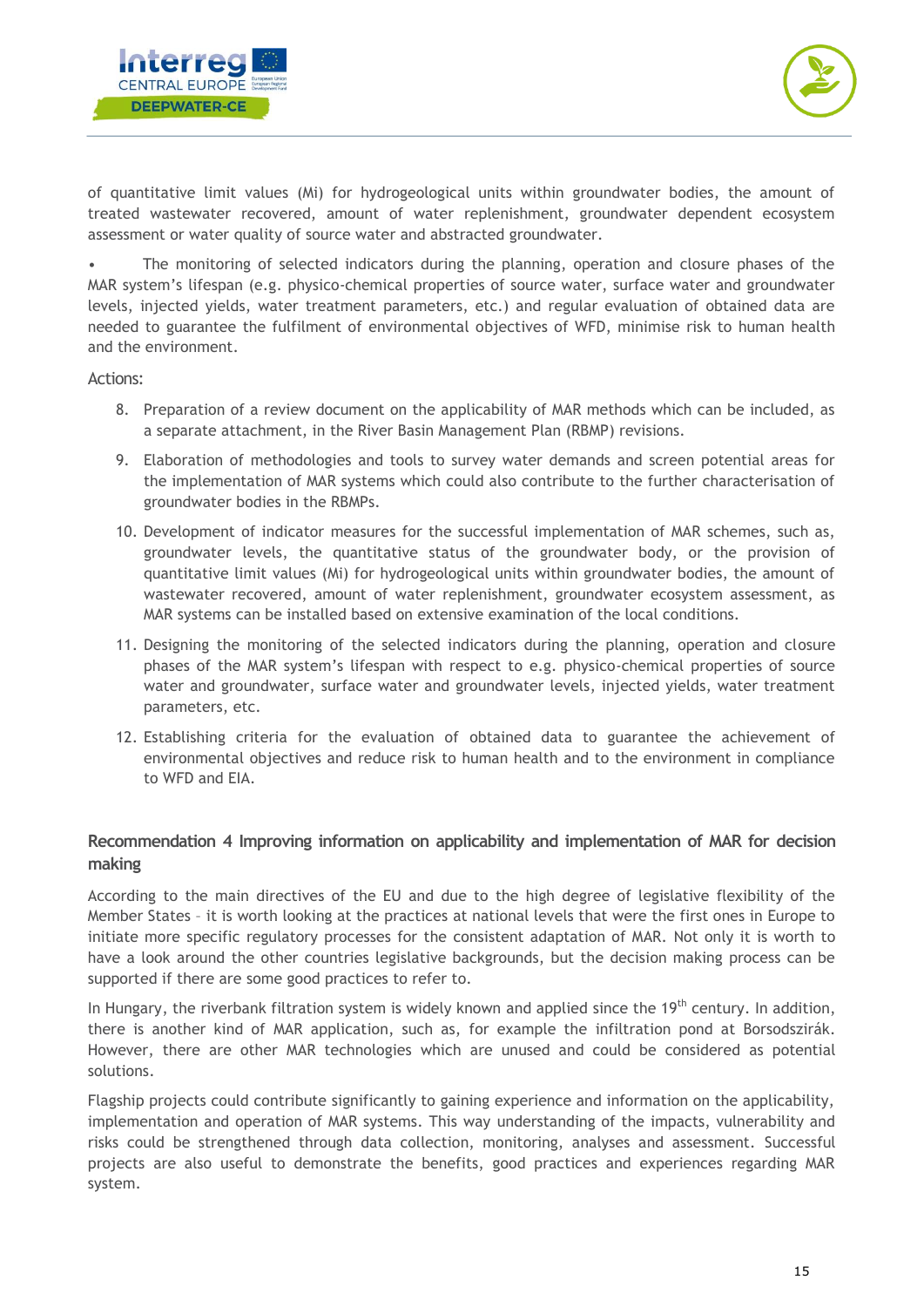of quantitative limit values (Mi) for hydrogeological units within groundwater bodies, the amount of treated wastewater recovered, amount of water replenishment, groundwater dependent ecosystem assessment or water quality of source water and abstracted groundwater.

- The monitoring of selected indicators during the planning, operation and closure phases of the MAR system's lifespan (e.g. physico-chemical properties of source water, surface water and groundwater levels, injected yields, water treatment parameters, etc.) and regular evaluation of obtained data are needed to guarantee the fulfilment of environmental objectives of WFD, minimise risk to human health and the environment.

Actions:

8. Preparation of a review document on the applicability of MAR methods which can be included, as a separate attachment, in the River Basin Management Plan (RBMP) revisions.
9. Elaboration of methodologies and tools to survey water demands and screen potential areas for the implementation of MAR systems which could also contribute to the further characterisation of groundwater bodies in the RBMPs.
10. Development of indicator measures for the successful implementation of MAR schemes, such as, groundwater levels, the quantitative status of the groundwater body, or the provision of quantitative limit values (Mi) for hydrogeological units within groundwater bodies, the amount of wastewater recovered, amount of water replenishment, groundwater ecosystem assessment, as MAR systems can be installed based on extensive examination of the local conditions.
11. Designing the monitoring of the selected indicators during the planning, operation and closure phases of the MAR system's lifespan with respect to e.g. physico-chemical properties of source water and groundwater, surface water and groundwater levels, injected yields, water treatment parameters, etc.
12. Establishing criteria for the evaluation of obtained data to guarantee the achievement of environmental objectives and reduce risk to human health and to the environment in compliance to WFD and EIA.

### Recommendation 4 Improving information on applicability and implementation of MAR for decision making

According to the main directives of the EU and due to the high degree of legislative flexibility of the Member States – it is worth looking at the practices at national levels that were the first ones in Europe to initiate more specific regulatory processes for the consistent adaptation of MAR. Not only it is worth to have a look around the other countries legislative backgrounds, but the decision making process can be supported if there are some good practices to refer to.

In Hungary, the riverbank filtration system is widely known and applied since the 19th century. In addition, there is another kind of MAR application, such as, for example the infiltration pond at Borsodszirák. However, there are other MAR technologies which are unused and could be considered as potential solutions.

Flagship projects could contribute significantly to gaining experience and information on the applicability, implementation and operation of MAR systems. This way understanding of the impacts, vulnerability and risks could be strengthened through data collection, monitoring, analyses and assessment. Successful projects are also useful to demonstrate the benefits, good practices and experiences regarding MAR system.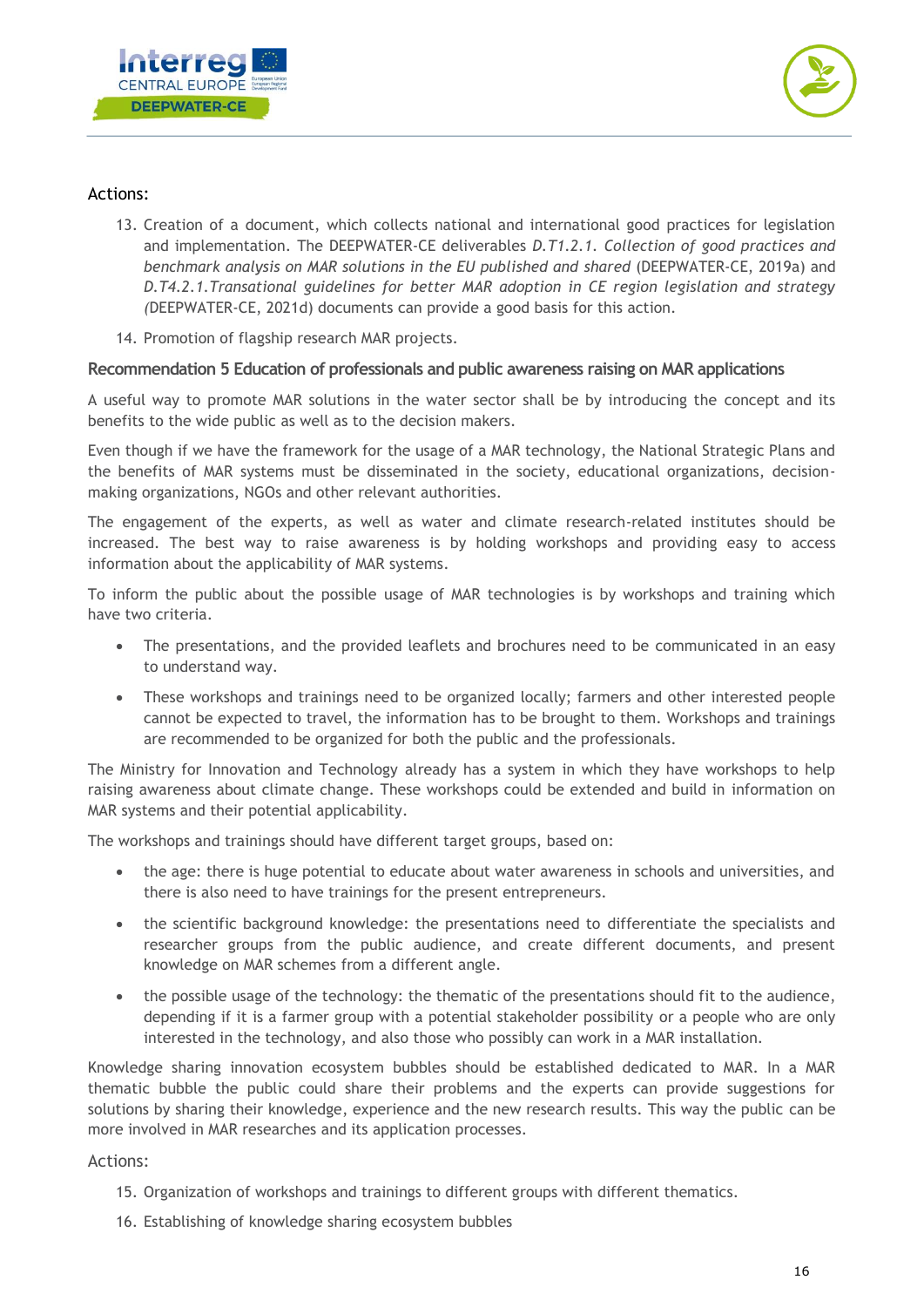Actions:

13. Creation of a document, which collects national and international good practices for legislation and implementation. The DEEPWATER-CE deliverables *D.T1.2.1. Collection of good practices and benchmark analysis on MAR solutions in the EU published and shared* (DEEPWATER-CE, 2019a) and *D.T4.2.1.Transational guidelines for better MAR adoption in CE region legislation and strategy (*DEEPWATER-CE, 2021d) documents can provide a good basis for this action.
14. Promotion of flagship research MAR projects.

### Recommendation 5 Education of professionals and public awareness raising on MAR applications

A useful way to promote MAR solutions in the water sector shall be by introducing the concept and its benefits to the wide public as well as to the decision makers.

Even though if we have the framework for the usage of a MAR technology, the National Strategic Plans and the benefits of MAR systems must be disseminated in the society, educational organizations, decision-making organizations, NGOs and other relevant authorities.

The engagement of the experts, as well as water and climate research-related institutes should be increased. The best way to raise awareness is by holding workshops and providing easy to access information about the applicability of MAR systems.

To inform the public about the possible usage of MAR technologies is by workshops and training which have two criteria.

- The presentations, and the provided leaflets and brochures need to be communicated in an easy to understand way.
- These workshops and trainings need to be organized locally; farmers and other interested people cannot be expected to travel, the information has to be brought to them. Workshops and trainings are recommended to be organized for both the public and the professionals.

The Ministry for Innovation and Technology already has a system in which they have workshops to help raising awareness about climate change. These workshops could be extended and build in information on MAR systems and their potential applicability.

The workshops and trainings should have different target groups, based on:

- the age: there is huge potential to educate about water awareness in schools and universities, and there is also need to have trainings for the present entrepreneurs.
- the scientific background knowledge: the presentations need to differentiate the specialists and researcher groups from the public audience, and create different documents, and present knowledge on MAR schemes from a different angle.
- the possible usage of the technology: the thematic of the presentations should fit to the audience, depending if it is a farmer group with a potential stakeholder possibility or a people who are only interested in the technology, and also those who possibly can work in a MAR installation.

Knowledge sharing innovation ecosystem bubbles should be established dedicated to MAR. In a MAR thematic bubble the public could share their problems and the experts can provide suggestions for solutions by sharing their knowledge, experience and the new research results. This way the public can be more involved in MAR researches and its application processes.

Actions:

15. Organization of workshops and trainings to different groups with different thematics.
16. Establishing of knowledge sharing ecosystem bubbles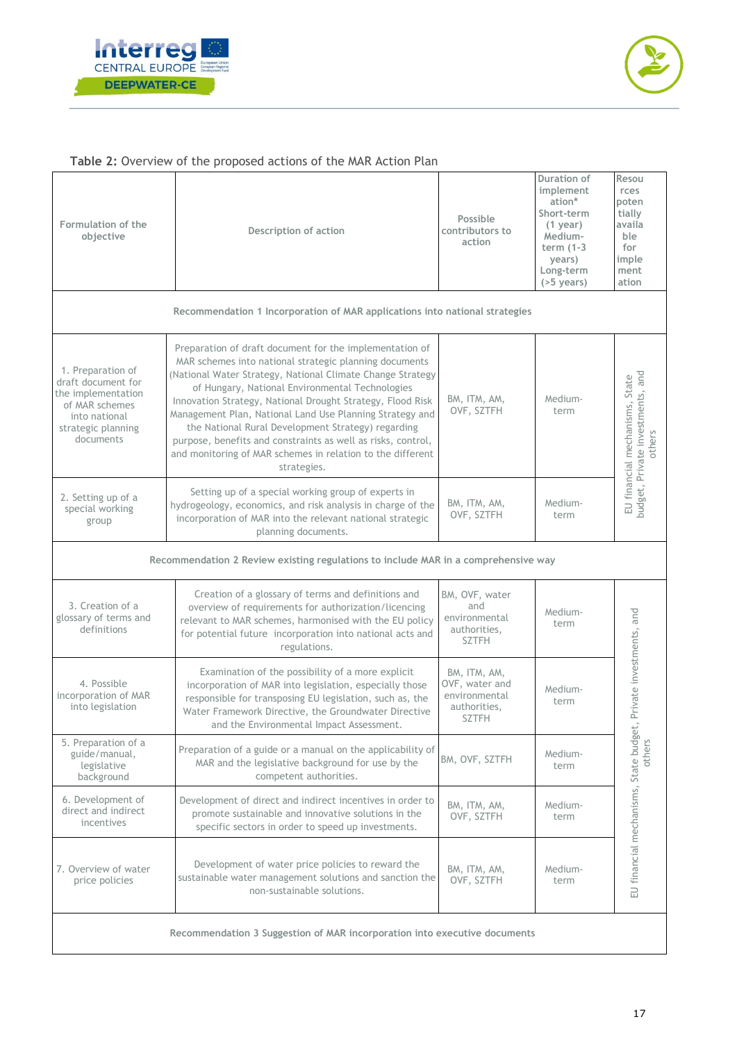**Table 2:** Overview of the proposed actions of the MAR Action Plan

| Formulation of the objective | Description of action | Possible contributors to action | Duration of implementation* Short-term (1 year) Medium-term (1-3 years) Long-term (>5 years) | Resources potentially available for implementation |
|---|---|---|---|---|
| **Recommendation 1 Incorporation of MAR applications into national strategies** | | | | |
| 1. Preparation of draft document for the implementation of MAR schemes into national strategic planning documents | Preparation of draft document for the implementation of MAR schemes into national strategic planning documents (National Water Strategy, National Climate Change Strategy of Hungary, National Environmental Technologies Innovation Strategy, National Drought Strategy, Flood Risk Management Plan, National Land Use Planning Strategy and the National Rural Development Strategy) regarding purpose, benefits and constraints as well as risks, control, and monitoring of MAR schemes in relation to the different strategies. | BM, ITM, AM, OVF, SZTFH | Medium-term | EU financial mechanisms, State budget, Private investments, and others |
| 2. Setting up of a special working group | Setting up of a special working group of experts in hydrogeology, economics, and risk analysis in charge of the incorporation of MAR into the relevant national strategic planning documents. | BM, ITM, AM, OVF, SZTFH | Medium-term | |
| **Recommendation 2 Review existing regulations to include MAR in a comprehensive way** | | | | |
| 3. Creation of a glossary of terms and definitions | Creation of a glossary of terms and definitions and overview of requirements for authorization/licencing relevant to MAR schemes, harmonised with the EU policy for potential future incorporation into national acts and regulations. | BM, OVF, water and environmental authorities, SZTFH | Medium-term | EU financial mechanisms, State budget, Private investments, and others |
| 4. Possible incorporation of MAR into legislation | Examination of the possibility of a more explicit incorporation of MAR into legislation, especially those responsible for transposing EU legislation, such as, the Water Framework Directive, the Groundwater Directive and the Environmental Impact Assessment. | BM, ITM, AM, OVF, water and environmental authorities, SZTFH | Medium-term | |
| 5. Preparation of a guide/manual, legislative background | Preparation of a guide or a manual on the applicability of MAR and the legislative background for use by the competent authorities. | BM, OVF, SZTFH | Medium-term | |
| 6. Development of direct and indirect incentives | Development of direct and indirect incentives in order to promote sustainable and innovative solutions in the specific sectors in order to speed up investments. | BM, ITM, AM, OVF, SZTFH | Medium-term | |
| 7. Overview of water price policies | Development of water price policies to reward the sustainable water management solutions and sanction the non-sustainable solutions. | BM, ITM, AM, OVF, SZTFH | Medium-term | |
| **Recommendation 3 Suggestion of MAR incorporation into executive documents** | | | | |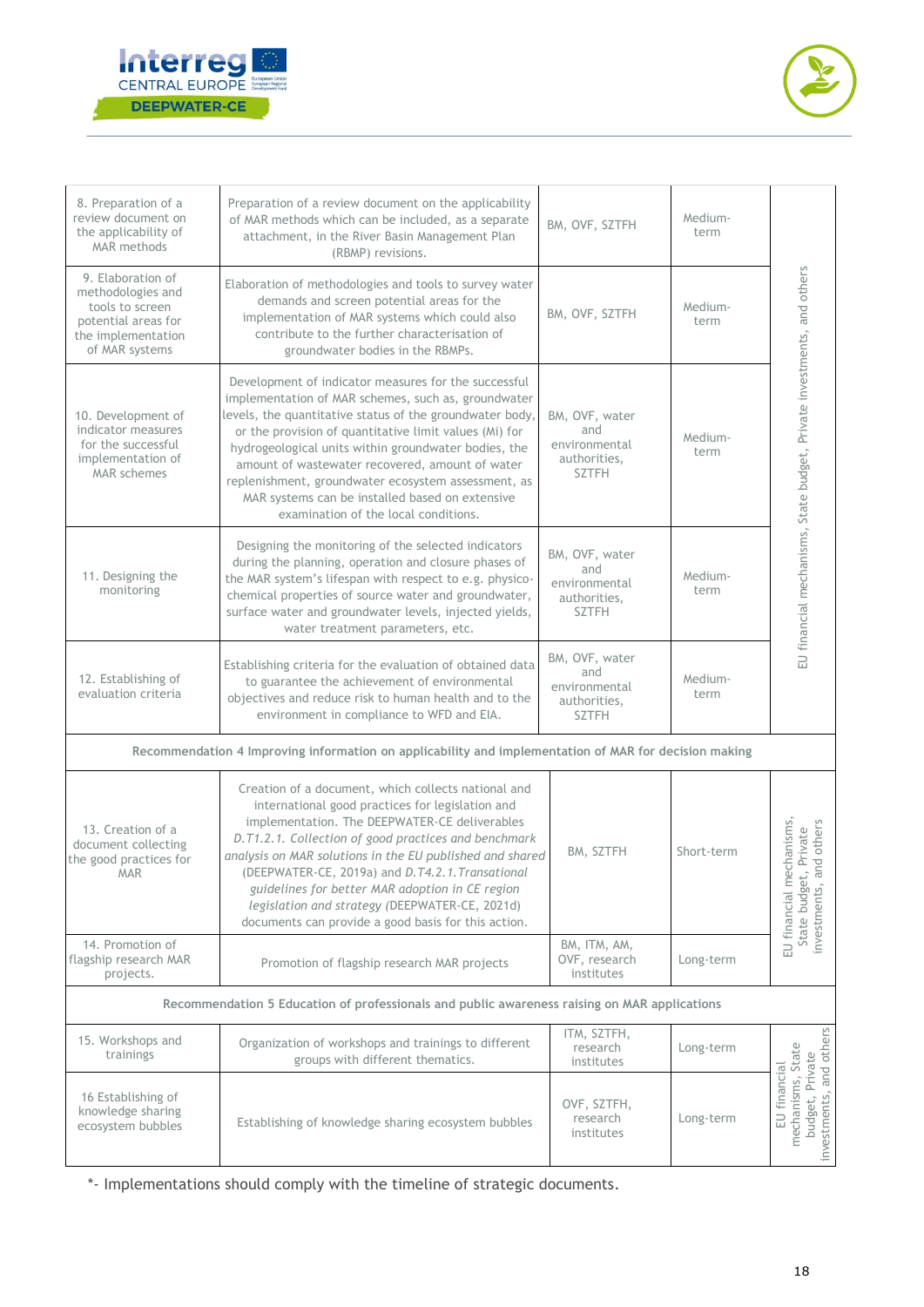| | | | | |
|---|---|---|---|---|
| 8. Preparation of a review document on the applicability of MAR methods | Preparation of a review document on the applicability of MAR methods which can be included, as a separate attachment, in the River Basin Management Plan (RBMP) revisions. | BM, OVF, SZTFH | Medium-term | EU financial mechanisms, State budget, Private investments, and others |
| 9. Elaboration of methodologies and tools to screen potential areas for the implementation of MAR systems | Elaboration of methodologies and tools to survey water demands and screen potential areas for the implementation of MAR systems which could also contribute to the further characterisation of groundwater bodies in the RBMPs. | BM, OVF, SZTFH | Medium-term | |
| 10. Development of indicator measures for the successful implementation of MAR schemes | Development of indicator measures for the successful implementation of MAR schemes, such as, groundwater levels, the quantitative status of the groundwater body, or the provision of quantitative limit values (Mi) for hydrogeological units within groundwater bodies, the amount of wastewater recovered, amount of water replenishment, groundwater ecosystem assessment, as MAR systems can be installed based on extensive examination of the local conditions. | BM, OVF, water and environmental authorities, SZTFH | Medium-term | |
| 11. Designing the monitoring | Designing the monitoring of the selected indicators during the planning, operation and closure phases of the MAR system's lifespan with respect to e.g. physico-chemical properties of source water and groundwater, surface water and groundwater levels, injected yields, water treatment parameters, etc. | BM, OVF, water and environmental authorities, SZTFH | Medium-term | |
| 12. Establishing of evaluation criteria | Establishing criteria for the evaluation of obtained data to guarantee the achievement of environmental objectives and reduce risk to human health and to the environment in compliance to WFD and EIA. | BM, OVF, water and environmental authorities, SZTFH | Medium-term | |
| **Recommendation 4 Improving information on applicability and implementation of MAR for decision making** | | | | |
| 13. Creation of a document collecting the good practices for MAR | Creation of a document, which collects national and international good practices for legislation and implementation. The DEEPWATER-CE deliverables *D.T1.2.1. Collection of good practices and benchmark analysis on MAR solutions in the EU published and shared* (DEEPWATER-CE, 2019a) and *D.T4.2.1.Transational guidelines for better MAR adoption in CE region legislation and strategy* (DEEPWATER-CE, 2021d) documents can provide a good basis for this action. | BM, SZTFH | Short-term | EU financial mechanisms, State budget, Private investments, and others |
| 14. Promotion of flagship research MAR projects. | Promotion of flagship research MAR projects | BM, ITM, AM, OVF, research institutes | Long-term | |
| **Recommendation 5 Education of professionals and public awareness raising on MAR applications** | | | | |
| 15. Workshops and trainings | Organization of workshops and trainings to different groups with different thematics. | ITM, SZTFH, research institutes | Long-term | EU financial mechanisms, State budget, Private investments, and others |
| 16 Establishing of knowledge sharing ecosystem bubbles | Establishing of knowledge sharing ecosystem bubbles | OVF, SZTFH, research institutes | Long-term | |

*- Implementations should comply with the timeline of strategic documents.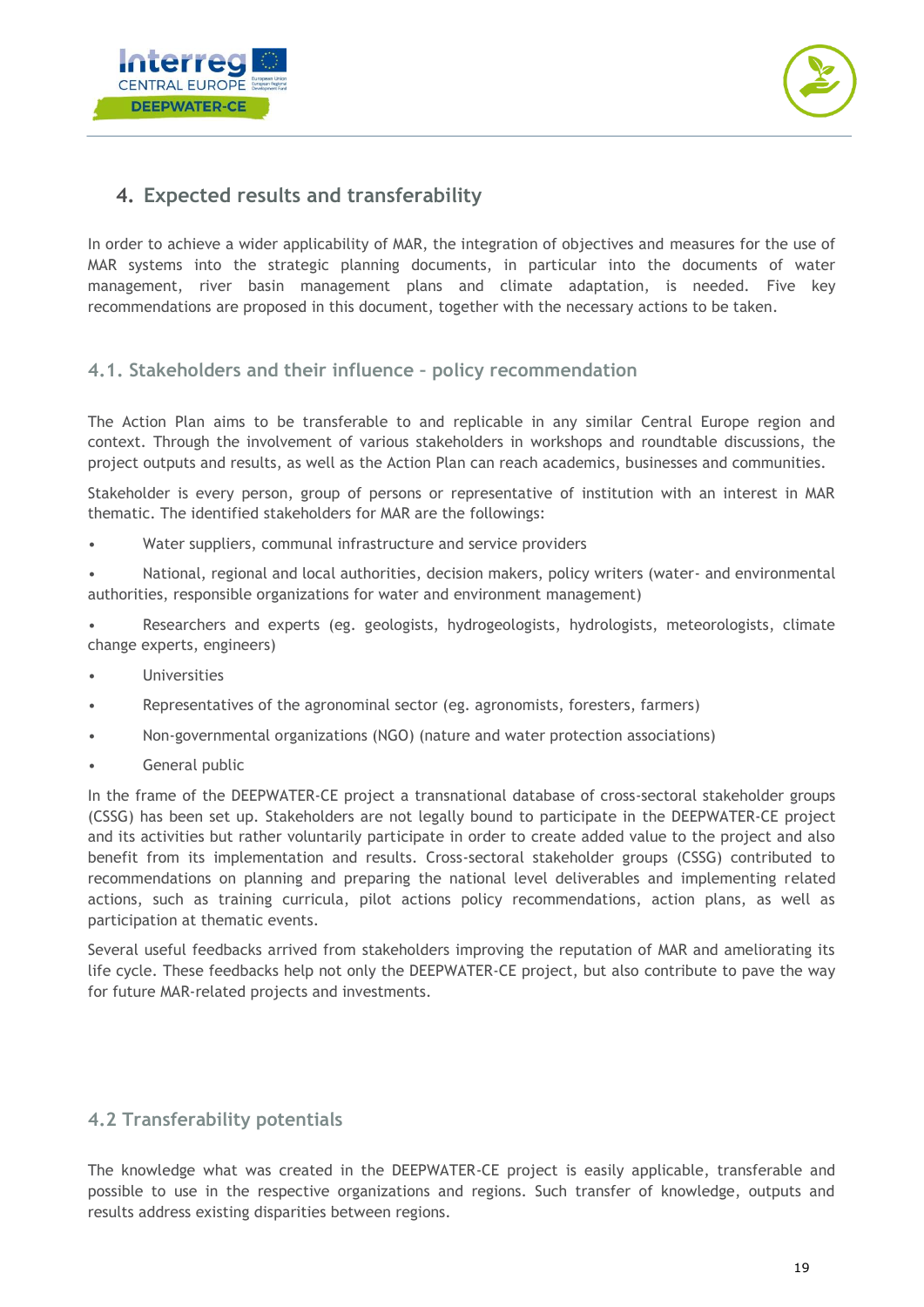## 4. Expected results and transferability

In order to achieve a wider applicability of MAR, the integration of objectives and measures for the use of MAR systems into the strategic planning documents, in particular into the documents of water management, river basin management plans and climate adaptation, is needed. Five key recommendations are proposed in this document, together with the necessary actions to be taken.

### 4.1. Stakeholders and their influence – policy recommendation

The Action Plan aims to be transferable to and replicable in any similar Central Europe region and context. Through the involvement of various stakeholders in workshops and roundtable discussions, the project outputs and results, as well as the Action Plan can reach academics, businesses and communities.

Stakeholder is every person, group of persons or representative of institution with an interest in MAR thematic. The identified stakeholders for MAR are the followings:

- Water suppliers, communal infrastructure and service providers
- National, regional and local authorities, decision makers, policy writers (water- and environmental authorities, responsible organizations for water and environment management)
- Researchers and experts (eg. geologists, hydrogeologists, hydrologists, meteorologists, climate change experts, engineers)
- Universities
- Representatives of the agronominal sector (eg. agronomists, foresters, farmers)
- Non-governmental organizations (NGO) (nature and water protection associations)
- General public

In the frame of the DEEPWATER-CE project a transnational database of cross-sectoral stakeholder groups (CSSG) has been set up. Stakeholders are not legally bound to participate in the DEEPWATER-CE project and its activities but rather voluntarily participate in order to create added value to the project and also benefit from its implementation and results. Cross-sectoral stakeholder groups (CSSG) contributed to recommendations on planning and preparing the national level deliverables and implementing related actions, such as training curricula, pilot actions policy recommendations, action plans, as well as participation at thematic events.

Several useful feedbacks arrived from stakeholders improving the reputation of MAR and ameliorating its life cycle. These feedbacks help not only the DEEPWATER-CE project, but also contribute to pave the way for future MAR-related projects and investments.

### 4.2 Transferability potentials

The knowledge what was created in the DEEPWATER-CE project is easily applicable, transferable and possible to use in the respective organizations and regions. Such transfer of knowledge, outputs and results address existing disparities between regions.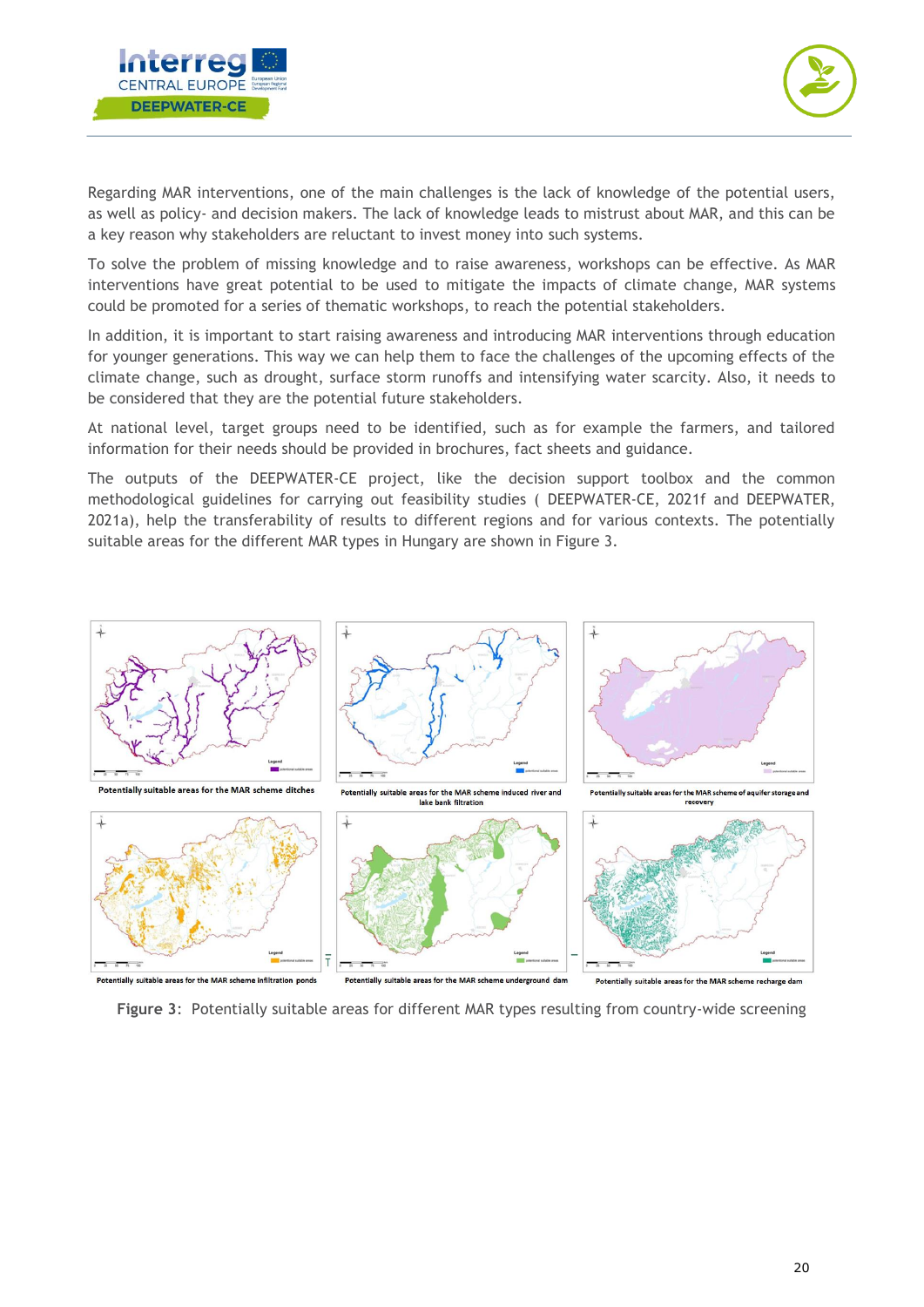Regarding MAR interventions, one of the main challenges is the lack of knowledge of the potential users, as well as policy- and decision makers. The lack of knowledge leads to mistrust about MAR, and this can be a key reason why stakeholders are reluctant to invest money into such systems.

To solve the problem of missing knowledge and to raise awareness, workshops can be effective. As MAR interventions have great potential to be used to mitigate the impacts of climate change, MAR systems could be promoted for a series of thematic workshops, to reach the potential stakeholders.

In addition, it is important to start raising awareness and introducing MAR interventions through education for younger generations. This way we can help them to face the challenges of the upcoming effects of the climate change, such as drought, surface storm runoffs and intensifying water scarcity. Also, it needs to be considered that they are the potential future stakeholders.

At national level, target groups need to be identified, such as for example the farmers, and tailored information for their needs should be provided in brochures, fact sheets and guidance.

The outputs of the DEEPWATER-CE project, like the decision support toolbox and the common methodological guidelines for carrying out feasibility studies ( DEEPWATER-CE, 2021f and DEEPWATER, 2021a), help the transferability of results to different regions and for various contexts. The potentially suitable areas for the different MAR types in Hungary are shown in Figure 3.

Potentially suitable areas for the MAR scheme ditches

Potentially suitable areas for the MAR scheme induced river and lake bank filtration

Potentially suitable areas for the MAR scheme of aquifer storage and recovery

Potentially suitable areas for the MAR scheme infiltration ponds

Potentially suitable areas for the MAR scheme underground dam

Potentially suitable areas for the MAR scheme recharge dam

**Figure 3**: Potentially suitable areas for different MAR types resulting from country-wide screening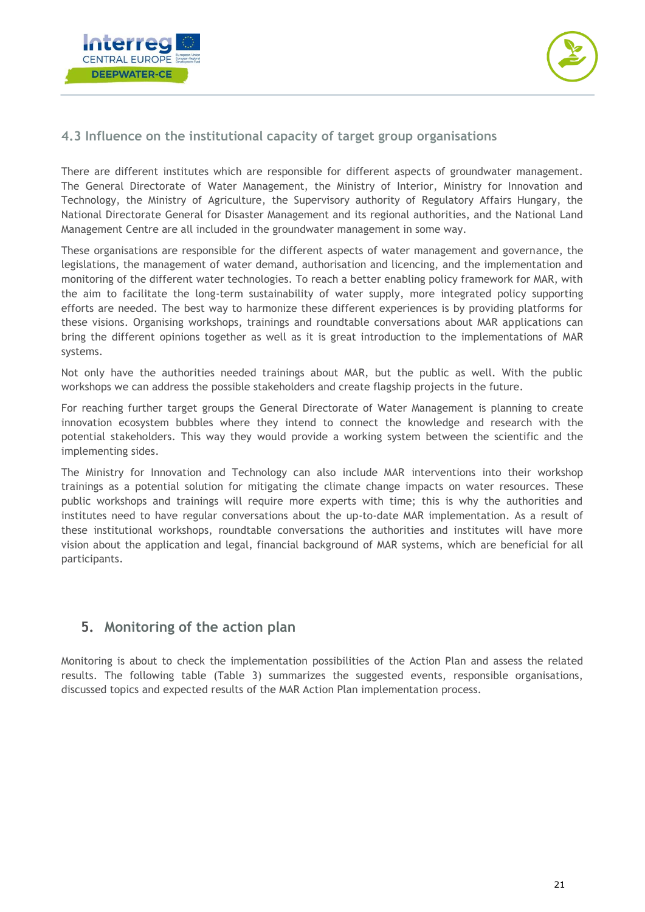### 4.3 Influence on the institutional capacity of target group organisations

There are different institutes which are responsible for different aspects of groundwater management. The General Directorate of Water Management, the Ministry of Interior, Ministry for Innovation and Technology, the Ministry of Agriculture, the Supervisory authority of Regulatory Affairs Hungary, the National Directorate General for Disaster Management and its regional authorities, and the National Land Management Centre are all included in the groundwater management in some way.

These organisations are responsible for the different aspects of water management and governance, the legislations, the management of water demand, authorisation and licencing, and the implementation and monitoring of the different water technologies. To reach a better enabling policy framework for MAR, with the aim to facilitate the long-term sustainability of water supply, more integrated policy supporting efforts are needed. The best way to harmonize these different experiences is by providing platforms for these visions. Organising workshops, trainings and roundtable conversations about MAR applications can bring the different opinions together as well as it is great introduction to the implementations of MAR systems.

Not only have the authorities needed trainings about MAR, but the public as well. With the public workshops we can address the possible stakeholders and create flagship projects in the future.

For reaching further target groups the General Directorate of Water Management is planning to create innovation ecosystem bubbles where they intend to connect the knowledge and research with the potential stakeholders. This way they would provide a working system between the scientific and the implementing sides.

The Ministry for Innovation and Technology can also include MAR interventions into their workshop trainings as a potential solution for mitigating the climate change impacts on water resources. These public workshops and trainings will require more experts with time; this is why the authorities and institutes need to have regular conversations about the up-to-date MAR implementation. As a result of these institutional workshops, roundtable conversations the authorities and institutes will have more vision about the application and legal, financial background of MAR systems, which are beneficial for all participants.

## 5. Monitoring of the action plan

Monitoring is about to check the implementation possibilities of the Action Plan and assess the related results. The following table (Table 3) summarizes the suggested events, responsible organisations, discussed topics and expected results of the MAR Action Plan implementation process.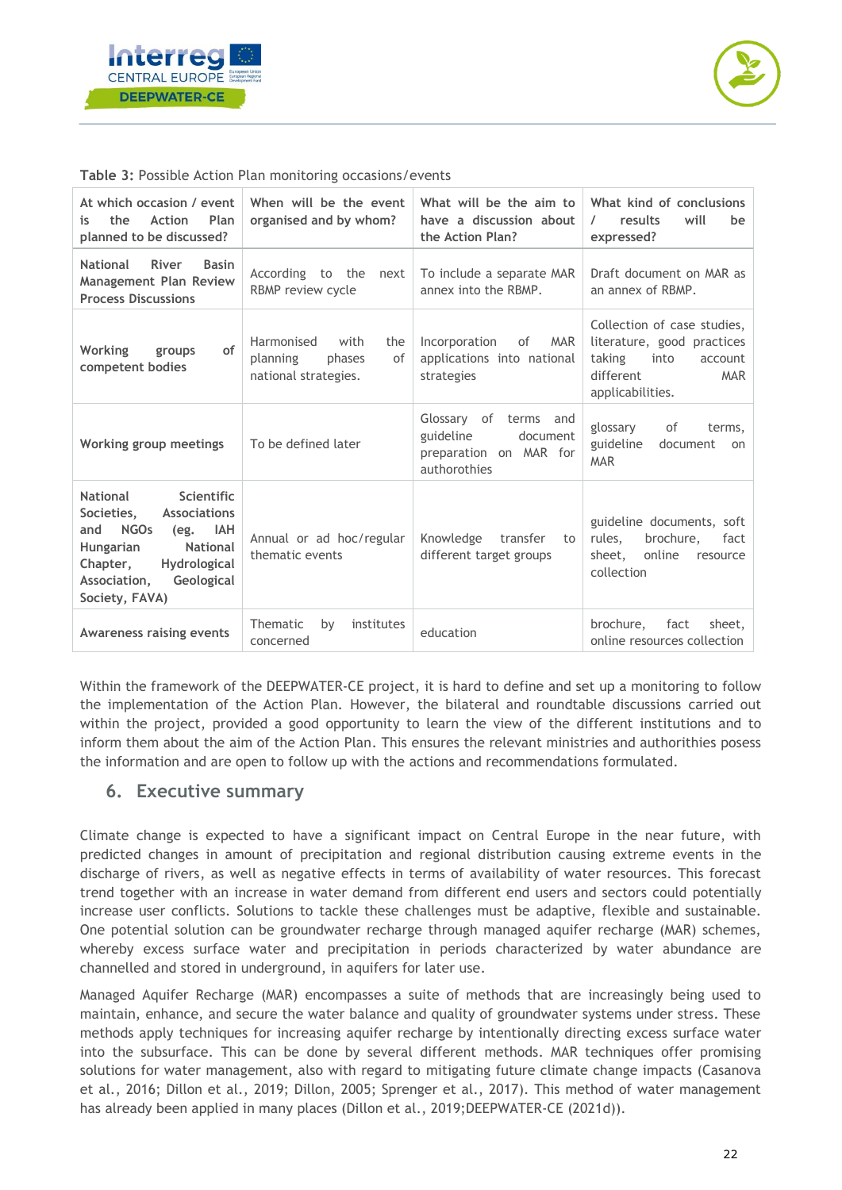**Table 3:** Possible Action Plan monitoring occasions/events

| At which occasion / event is the Action Plan planned to be discussed? | When will be the event organised and by whom? | What will be the aim to have a discussion about the Action Plan? | What kind of conclusions / results will be expressed? |
|---|---|---|---|
| National River Basin Management Plan Review Process Discussions | According to the next RBMP review cycle | To include a separate MAR annex into the RBMP. | Draft document on MAR as an annex of RBMP. |
| Working groups of competent bodies | Harmonised with the planning phases of national strategies. | Incorporation of MAR applications into national strategies | Collection of case studies, literature, good practices taking into account different MAR applicabilities. |
| Working group meetings | To be defined later | Glossary of terms and guideline document preparation on MAR for authrothities | glossary of terms, guideline document on MAR |
| National Scientific Societies, Associations and NGOs (eg. IAH Hungarian National Chapter, Hydrological Association, Geological Society, FAVA) | Annual or ad hoc/regular thematic events | Knowledge transfer to different target groups | guideline documents, soft rules, brochure, fact sheet, online resource collection |
| Awareness raising events | Thematic by institutes concerned | education | brochure, fact sheet, online resources collection |

Within the framework of the DEEPWATER-CE project, it is hard to define and set up a monitoring to follow the implementation of the Action Plan. However, the bilateral and roundtable discussions carried out within the project, provided a good opportunity to learn the view of the different institutions and to inform them about the aim of the Action Plan. This ensures the relevant ministries and authorithies posess the information and are open to follow up with the actions and recommendations formulated.

## 6. Executive summary

Climate change is expected to have a significant impact on Central Europe in the near future, with predicted changes in amount of precipitation and regional distribution causing extreme events in the discharge of rivers, as well as negative effects in terms of availability of water resources. This forecast trend together with an increase in water demand from different end users and sectors could potentially increase user conflicts. Solutions to tackle these challenges must be adaptive, flexible and sustainable. One potential solution can be groundwater recharge through managed aquifer recharge (MAR) schemes, whereby excess surface water and precipitation in periods characterized by water abundance are channelled and stored in underground, in aquifers for later use.

Managed Aquifer Recharge (MAR) encompasses a suite of methods that are increasingly being used to maintain, enhance, and secure the water balance and quality of groundwater systems under stress. These methods apply techniques for increasing aquifer recharge by intentionally directing excess surface water into the subsurface. This can be done by several different methods. MAR techniques offer promising solutions for water management, also with regard to mitigating future climate change impacts (Casanova et al., 2016; Dillon et al., 2019; Dillon, 2005; Sprenger et al., 2017). This method of water management has already been applied in many places (Dillon et al., 2019;DEEPWATER-CE (2021d)).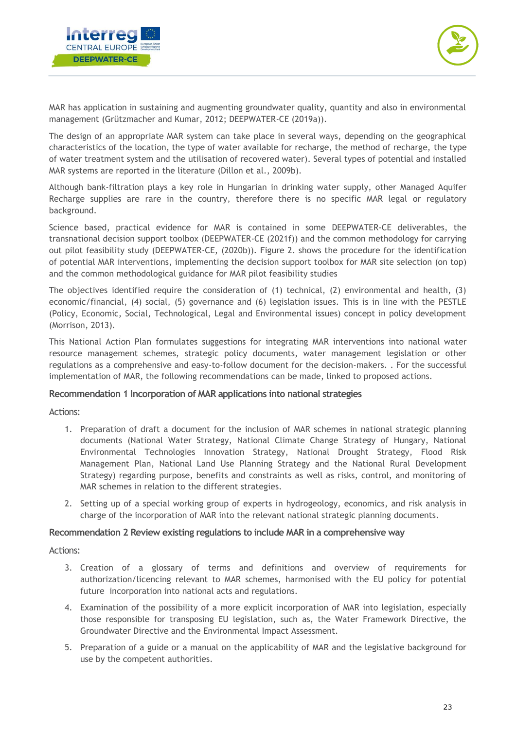MAR has application in sustaining and augmenting groundwater quality, quantity and also in environmental management (Grützmacher and Kumar, 2012; DEEPWATER-CE (2019a)).

The design of an appropriate MAR system can take place in several ways, depending on the geographical characteristics of the location, the type of water available for recharge, the method of recharge, the type of water treatment system and the utilisation of recovered water). Several types of potential and installed MAR systems are reported in the literature (Dillon et al., 2009b).

Although bank-filtration plays a key role in Hungarian in drinking water supply, other Managed Aquifer Recharge supplies are rare in the country, therefore there is no specific MAR legal or regulatory background.

Science based, practical evidence for MAR is contained in some DEEPWATER-CE deliverables, the transnational decision support toolbox (DEEPWATER-CE (2021f)) and the common methodology for carrying out pilot feasibility study (DEEPWATER-CE, (2020b)). Figure 2. shows the procedure for the identification of potential MAR interventions, implementing the decision support toolbox for MAR site selection (on top) and the common methodological guidance for MAR pilot feasibility studies

The objectives identified require the consideration of (1) technical, (2) environmental and health, (3) economic/financial, (4) social, (5) governance and (6) legislation issues. This is in line with the PESTLE (Policy, Economic, Social, Technological, Legal and Environmental issues) concept in policy development (Morrison, 2013).

This National Action Plan formulates suggestions for integrating MAR interventions into national water resource management schemes, strategic policy documents, water management legislation or other regulations as a comprehensive and easy-to-follow document for the decision-makers. . For the successful implementation of MAR, the following recommendations can be made, linked to proposed actions.

### Recommendation 1 Incorporation of MAR applications into national strategies

Actions:

1. Preparation of draft a document for the inclusion of MAR schemes in national strategic planning documents (National Water Strategy, National Climate Change Strategy of Hungary, National Environmental Technologies Innovation Strategy, National Drought Strategy, Flood Risk Management Plan, National Land Use Planning Strategy and the National Rural Development Strategy) regarding purpose, benefits and constraints as well as risks, control, and monitoring of MAR schemes in relation to the different strategies.
2. Setting up of a special working group of experts in hydrogeology, economics, and risk analysis in charge of the incorporation of MAR into the relevant national strategic planning documents.

### Recommendation 2 Review existing regulations to include MAR in a comprehensive way

Actions:

3. Creation of a glossary of terms and definitions and overview of requirements for authorization/licencing relevant to MAR schemes, harmonised with the EU policy for potential future incorporation into national acts and regulations.
4. Examination of the possibility of a more explicit incorporation of MAR into legislation, especially those responsible for transposing EU legislation, such as, the Water Framework Directive, the Groundwater Directive and the Environmental Impact Assessment.
5. Preparation of a guide or a manual on the applicability of MAR and the legislative background for use by the competent authorities.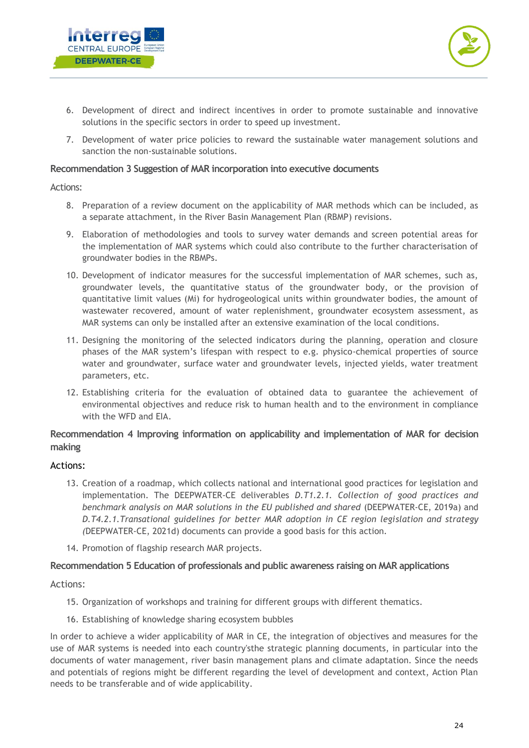6. Development of direct and indirect incentives in order to promote sustainable and innovative solutions in the specific sectors in order to speed up investment.

7. Development of water price policies to reward the sustainable water management solutions and sanction the non-sustainable solutions.

**Recommendation 3 Suggestion of MAR incorporation into executive documents**

Actions:

8. Preparation of a review document on the applicability of MAR methods which can be included, as a separate attachment, in the River Basin Management Plan (RBMP) revisions.

9. Elaboration of methodologies and tools to survey water demands and screen potential areas for the implementation of MAR systems which could also contribute to the further characterisation of groundwater bodies in the RBMPs.

10. Development of indicator measures for the successful implementation of MAR schemes, such as, groundwater levels, the quantitative status of the groundwater body, or the provision of quantitative limit values (Mi) for hydrogeological units within groundwater bodies, the amount of wastewater recovered, amount of water replenishment, groundwater ecosystem assessment, as MAR systems can only be installed after an extensive examination of the local conditions.

11. Designing the monitoring of the selected indicators during the planning, operation and closure phases of the MAR system's lifespan with respect to e.g. physico-chemical properties of source water and groundwater, surface water and groundwater levels, injected yields, water treatment parameters, etc.

12. Establishing criteria for the evaluation of obtained data to guarantee the achievement of environmental objectives and reduce risk to human health and to the environment in compliance with the WFD and EIA.

**Recommendation 4 Improving information on applicability and implementation of MAR for decision making**

Actions:

13. Creation of a roadmap, which collects national and international good practices for legislation and implementation. The DEEPWATER-CE deliverables *D.T1.2.1. Collection of good practices and benchmark analysis on MAR solutions in the EU published and shared* (DEEPWATER-CE, 2019a) and *D.T4.2.1.Transational guidelines for better MAR adoption in CE region legislation and strategy (*DEEPWATER-CE, 2021d) documents can provide a good basis for this action.

14. Promotion of flagship research MAR projects.

**Recommendation 5 Education of professionals and public awareness raising on MAR applications**

Actions:

15. Organization of workshops and training for different groups with different thematics.

16. Establishing of knowledge sharing ecosystem bubbles

In order to achieve a wider applicability of MAR in CE, the integration of objectives and measures for the use of MAR systems is needed into each country'sthe strategic planning documents, in particular into the documents of water management, river basin management plans and climate adaptation. Since the needs and potentials of regions might be different regarding the level of development and context, Action Plan needs to be transferable and of wide applicability.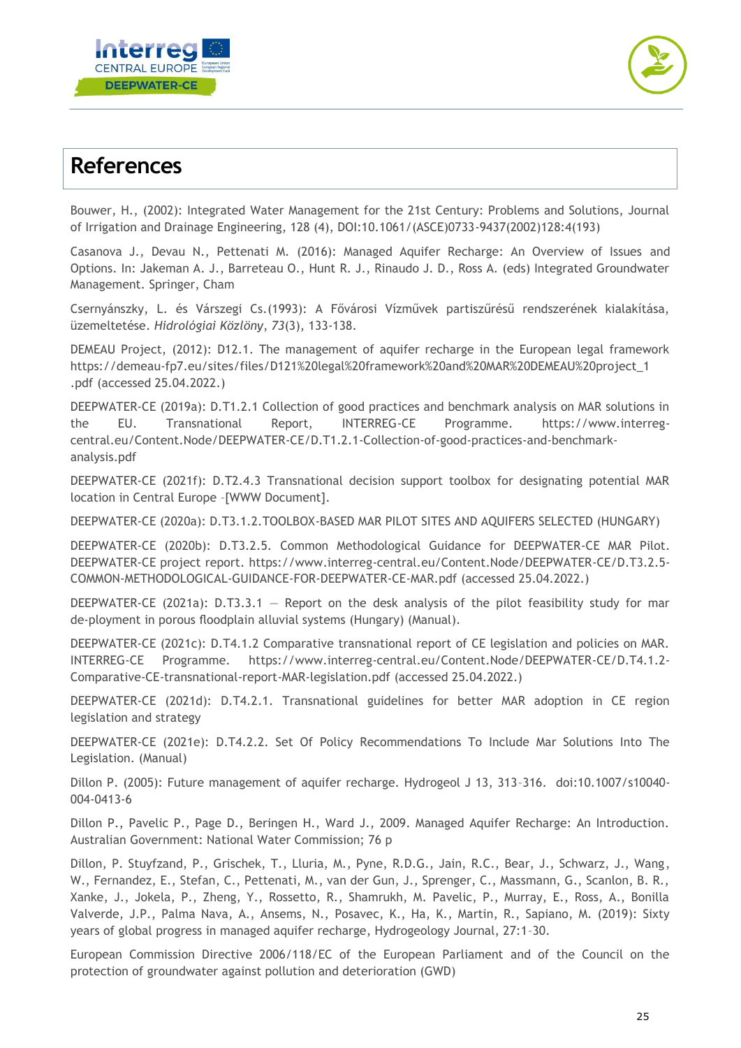# References

Bouwer, H., (2002): Integrated Water Management for the 21st Century: Problems and Solutions, Journal of Irrigation and Drainage Engineering, 128 (4), DOI:10.1061/(ASCE)0733-9437(2002)128:4(193)

Casanova J., Devau N., Pettenati M. (2016): Managed Aquifer Recharge: An Overview of Issues and Options. In: Jakeman A. J., Barreteau O., Hunt R. J., Rinaudo J. D., Ross A. (eds) Integrated Groundwater Management. Springer, Cham

Csernyánszky, L. és Várszegi Cs.(1993): A Fővárosi Vízművek partiszűrésű rendszerének kialakítása, üzemeltetése. *Hidrológiai Közlöny*, *73*(3), 133-138.

DEMEAU Project, (2012): D12.1. The management of aquifer recharge in the European legal framework https://demeau-fp7.eu/sites/files/D121%20legal%20framework%20and%20MAR%20DEMEAU%20project_1.pdf (accessed 25.04.2022.)

DEEPWATER-CE (2019a): D.T1.2.1 Collection of good practices and benchmark analysis on MAR solutions in the EU. Transnational Report, INTERREG-CE Programme. https://www.interreg-central.eu/Content.Node/DEEPWATER-CE/D.T1.2.1-Collection-of-good-practices-and-benchmark-analysis.pdf

DEEPWATER-CE (2021f): D.T2.4.3 Transnational decision support toolbox for designating potential MAR location in Central Europe –[WWW Document].

DEEPWATER-CE (2020a): D.T3.1.2.TOOLBOX-BASED MAR PILOT SITES AND AQUIFERS SELECTED (HUNGARY)

DEEPWATER-CE (2020b): D.T3.2.5. Common Methodological Guidance for DEEPWATER-CE MAR Pilot. DEEPWATER-CE project report. https://www.interreg-central.eu/Content.Node/DEEPWATER-CE/D.T3.2.5-COMMON-METHODOLOGICAL-GUIDANCE-FOR-DEEPWATER-CE-MAR.pdf (accessed 25.04.2022.)

DEEPWATER-CE (2021a): D.T3.3.1 — Report on the desk analysis of the pilot feasibility study for mar de-ployment in porous floodplain alluvial systems (Hungary) (Manual).

DEEPWATER-CE (2021c): D.T4.1.2 Comparative transnational report of CE legislation and policies on MAR. INTERREG-CE Programme. https://www.interreg-central.eu/Content.Node/DEEPWATER-CE/D.T4.1.2-Comparative-CE-transnational-report-MAR-legislation.pdf (accessed 25.04.2022.)

DEEPWATER-CE (2021d): D.T4.2.1. Transnational guidelines for better MAR adoption in CE region legislation and strategy

DEEPWATER-CE (2021e): D.T4.2.2. Set Of Policy Recommendations To Include Mar Solutions Into The Legislation. (Manual)

Dillon P. (2005): Future management of aquifer recharge. Hydrogeol J 13, 313–316. doi:10.1007/s10040-004-0413-6

Dillon P., Pavelic P., Page D., Beringen H., Ward J., 2009. Managed Aquifer Recharge: An Introduction. Australian Government: National Water Commission; 76 p

Dillon, P. Stuyfzand, P., Grischek, T., Lluria, M., Pyne, R.D.G., Jain, R.C., Bear, J., Schwarz, J., Wang, W., Fernandez, E., Stefan, C., Pettenati, M., van der Gun, J., Sprenger, C., Massmann, G., Scanlon, B. R., Xanke, J., Jokela, P., Zheng, Y., Rossetto, R., Shamrukh, M. Pavelic, P., Murray, E., Ross, A., Bonilla Valverde, J.P., Palma Nava, A., Ansems, N., Posavec, K., Ha, K., Martin, R., Sapiano, M. (2019): Sixty years of global progress in managed aquifer recharge, Hydrogeology Journal, 27:1–30.

European Commission Directive 2006/118/EC of the European Parliament and of the Council on the protection of groundwater against pollution and deterioration (GWD)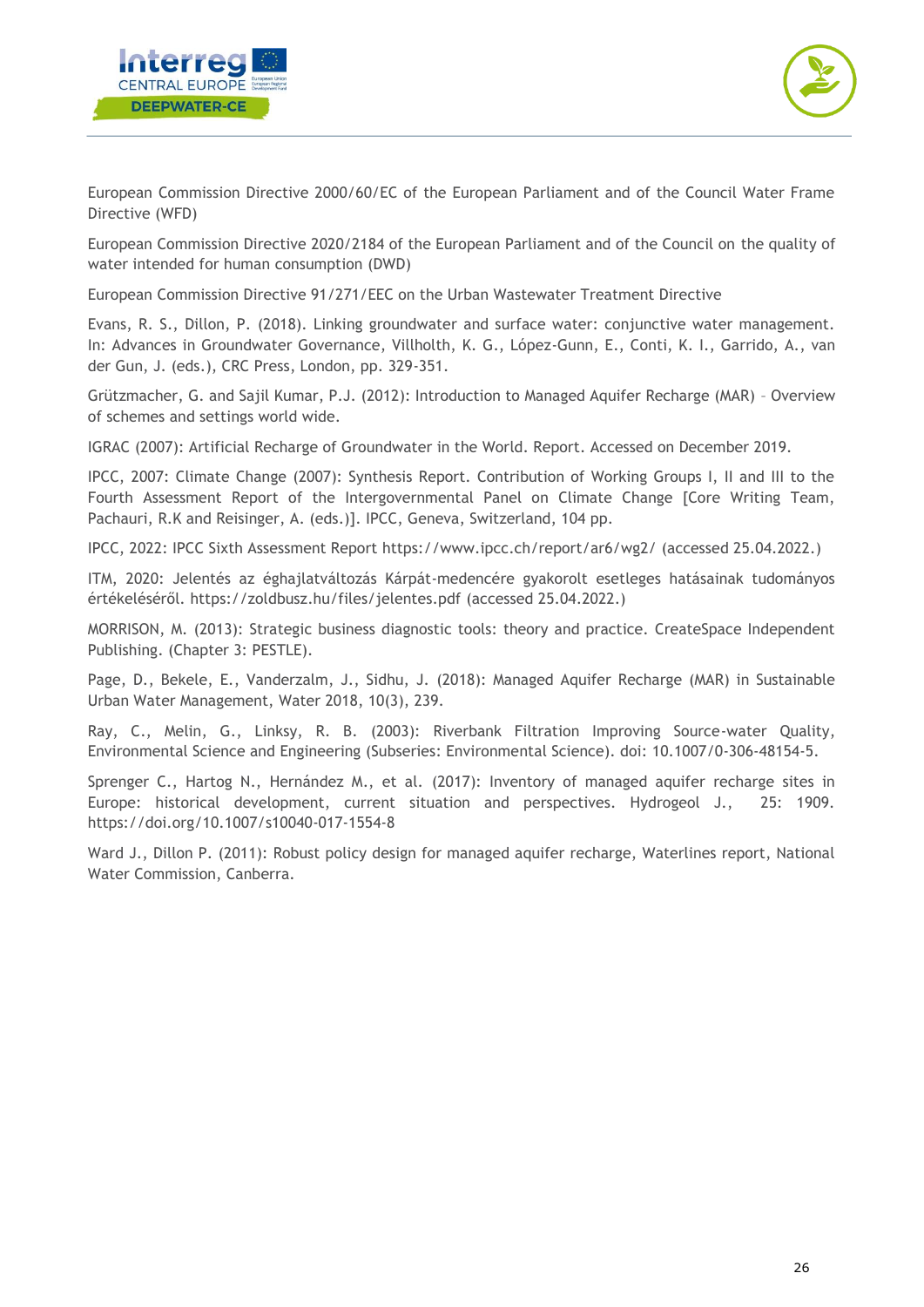European Commission Directive 2000/60/EC of the European Parliament and of the Council Water Frame Directive (WFD)

European Commission Directive 2020/2184 of the European Parliament and of the Council on the quality of water intended for human consumption (DWD)

European Commission Directive 91/271/EEC on the Urban Wastewater Treatment Directive

Evans, R. S., Dillon, P. (2018). Linking groundwater and surface water: conjunctive water management. In: Advances in Groundwater Governance, Villholth, K. G., López-Gunn, E., Conti, K. I., Garrido, A., van der Gun, J. (eds.), CRC Press, London, pp. 329-351.

Grützmacher, G. and Sajil Kumar, P.J. (2012): Introduction to Managed Aquifer Recharge (MAR) – Overview of schemes and settings world wide.

IGRAC (2007): Artificial Recharge of Groundwater in the World. Report. Accessed on December 2019.

IPCC, 2007: Climate Change (2007): Synthesis Report. Contribution of Working Groups I, II and III to the Fourth Assessment Report of the Intergovernmental Panel on Climate Change [Core Writing Team, Pachauri, R.K and Reisinger, A. (eds.)]. IPCC, Geneva, Switzerland, 104 pp.

IPCC, 2022: IPCC Sixth Assessment Report https://www.ipcc.ch/report/ar6/wg2/ (accessed 25.04.2022.)

ITM, 2020: Jelentés az éghajlatváltozás Kárpát-medencére gyakorolt esetleges hatásainak tudományos értékeléséről. https://zoldbusz.hu/files/jelentes.pdf (accessed 25.04.2022.)

MORRISON, M. (2013): Strategic business diagnostic tools: theory and practice. CreateSpace Independent Publishing. (Chapter 3: PESTLE).

Page, D., Bekele, E., Vanderzalm, J., Sidhu, J. (2018): Managed Aquifer Recharge (MAR) in Sustainable Urban Water Management, Water 2018, 10(3), 239.

Ray, C., Melin, G., Linksy, R. B. (2003): Riverbank Filtration Improving Source-water Quality, Environmental Science and Engineering (Subseries: Environmental Science). doi: 10.1007/0-306-48154-5.

Sprenger C., Hartog N., Hernández M., et al. (2017): Inventory of managed aquifer recharge sites in Europe: historical development, current situation and perspectives. Hydrogeol J., 25: 1909. https://doi.org/10.1007/s10040-017-1554-8

Ward J., Dillon P. (2011): Robust policy design for managed aquifer recharge, Waterlines report, National Water Commission, Canberra.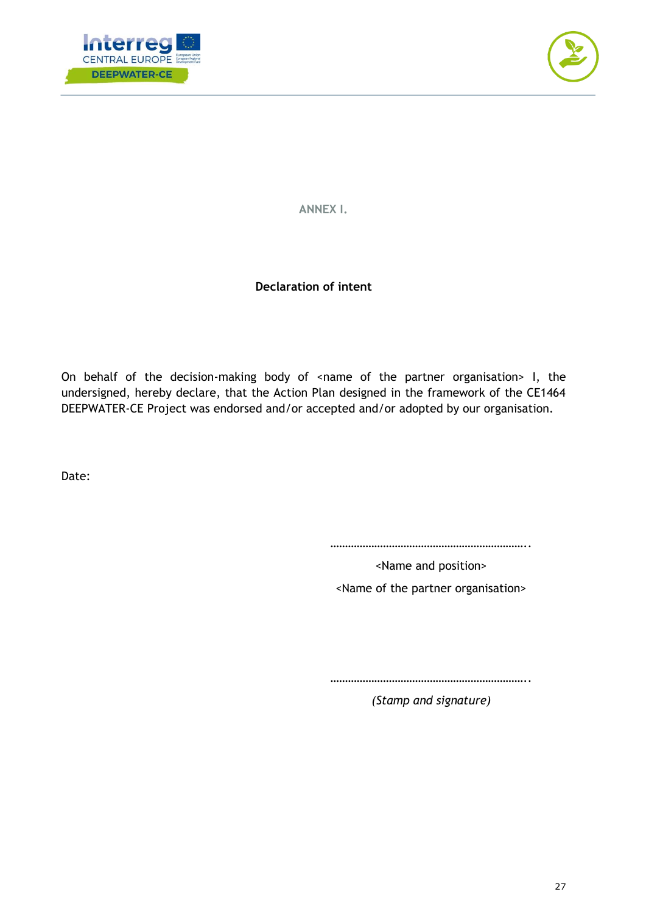# ANNEX I.

**Declaration of intent**

On behalf of the decision-making body of <name of the partner organisation> I, the undersigned, hereby declare, that the Action Plan designed in the framework of the CE1464 DEEPWATER-CE Project was endorsed and/or accepted and/or adopted by our organisation.

Date:

…………………………………………………………..

<Name and position>

<Name of the partner organisation>

…………………………………………………………..

*(Stamp and signature)*